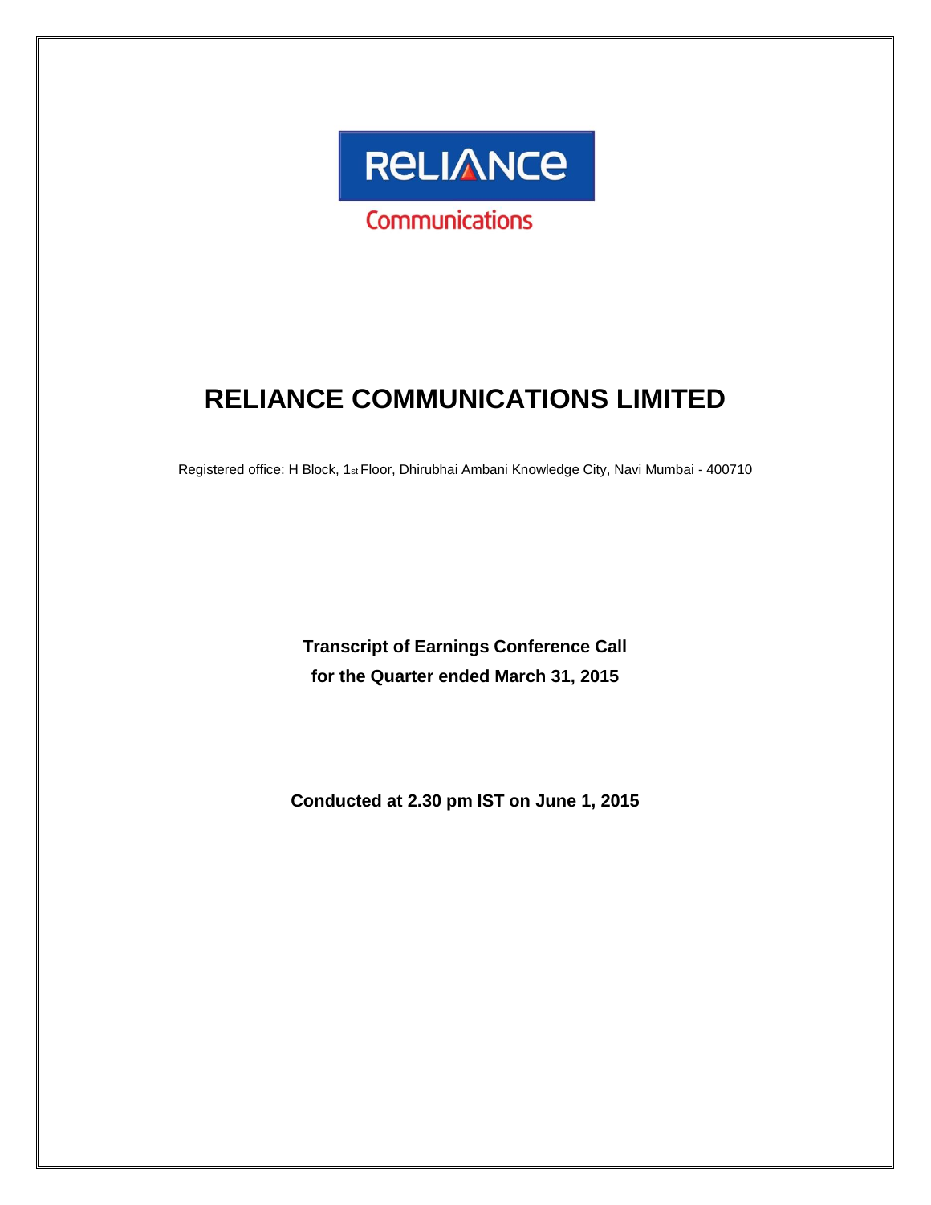RELIANCE

Communications

# RELIANCE COMMUNICATIONS LIMITED

Registered office: H Block, 1st Floor, Dhirubhai Ambani Knowledge City, Navi Mumbai - 400710

**Transcript of Earnings Conference Call**
**for the Quarter ended March 31, 2015**

**Conducted at 2.30 pm IST on June 1, 2015**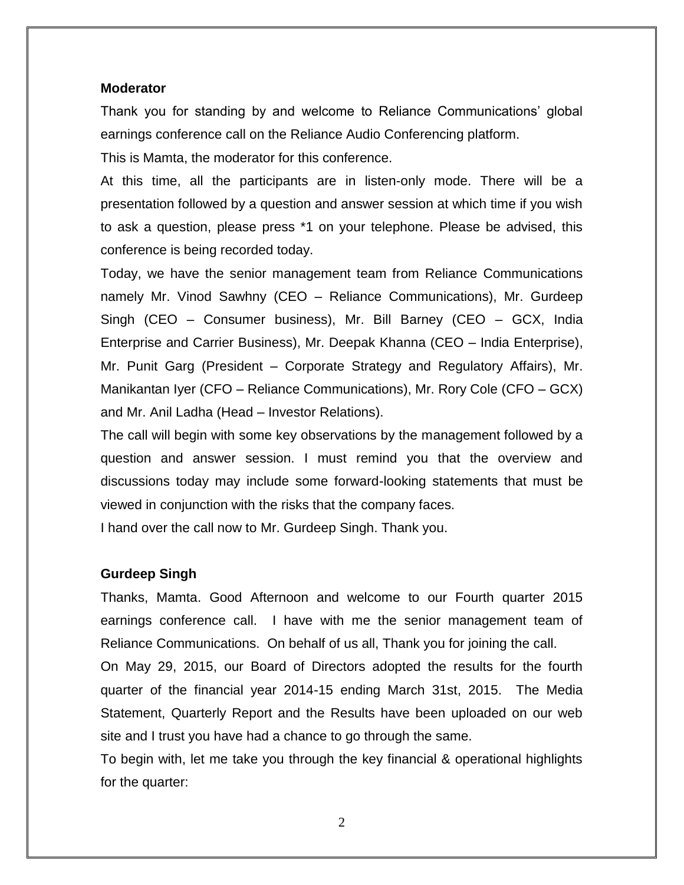**Moderator**

Thank you for standing by and welcome to Reliance Communications' global earnings conference call on the Reliance Audio Conferencing platform.

This is Mamta, the moderator for this conference.

At this time, all the participants are in listen-only mode. There will be a presentation followed by a question and answer session at which time if you wish to ask a question, please press *1 on your telephone. Please be advised, this conference is being recorded today.

Today, we have the senior management team from Reliance Communications namely Mr. Vinod Sawhny (CEO – Reliance Communications), Mr. Gurdeep Singh (CEO – Consumer business), Mr. Bill Barney (CEO – GCX, India Enterprise and Carrier Business), Mr. Deepak Khanna (CEO – India Enterprise), Mr. Punit Garg (President – Corporate Strategy and Regulatory Affairs), Mr. Manikantan Iyer (CFO – Reliance Communications), Mr. Rory Cole (CFO – GCX) and Mr. Anil Ladha (Head – Investor Relations).

The call will begin with some key observations by the management followed by a question and answer session. I must remind you that the overview and discussions today may include some forward-looking statements that must be viewed in conjunction with the risks that the company faces.

I hand over the call now to Mr. Gurdeep Singh. Thank you.

**Gurdeep Singh**

Thanks, Mamta. Good Afternoon and welcome to our Fourth quarter 2015 earnings conference call. I have with me the senior management team of Reliance Communications. On behalf of us all, Thank you for joining the call.

On May 29, 2015, our Board of Directors adopted the results for the fourth quarter of the financial year 2014-15 ending March 31st, 2015. The Media Statement, Quarterly Report and the Results have been uploaded on our web site and I trust you have had a chance to go through the same.

To begin with, let me take you through the key financial & operational highlights for the quarter: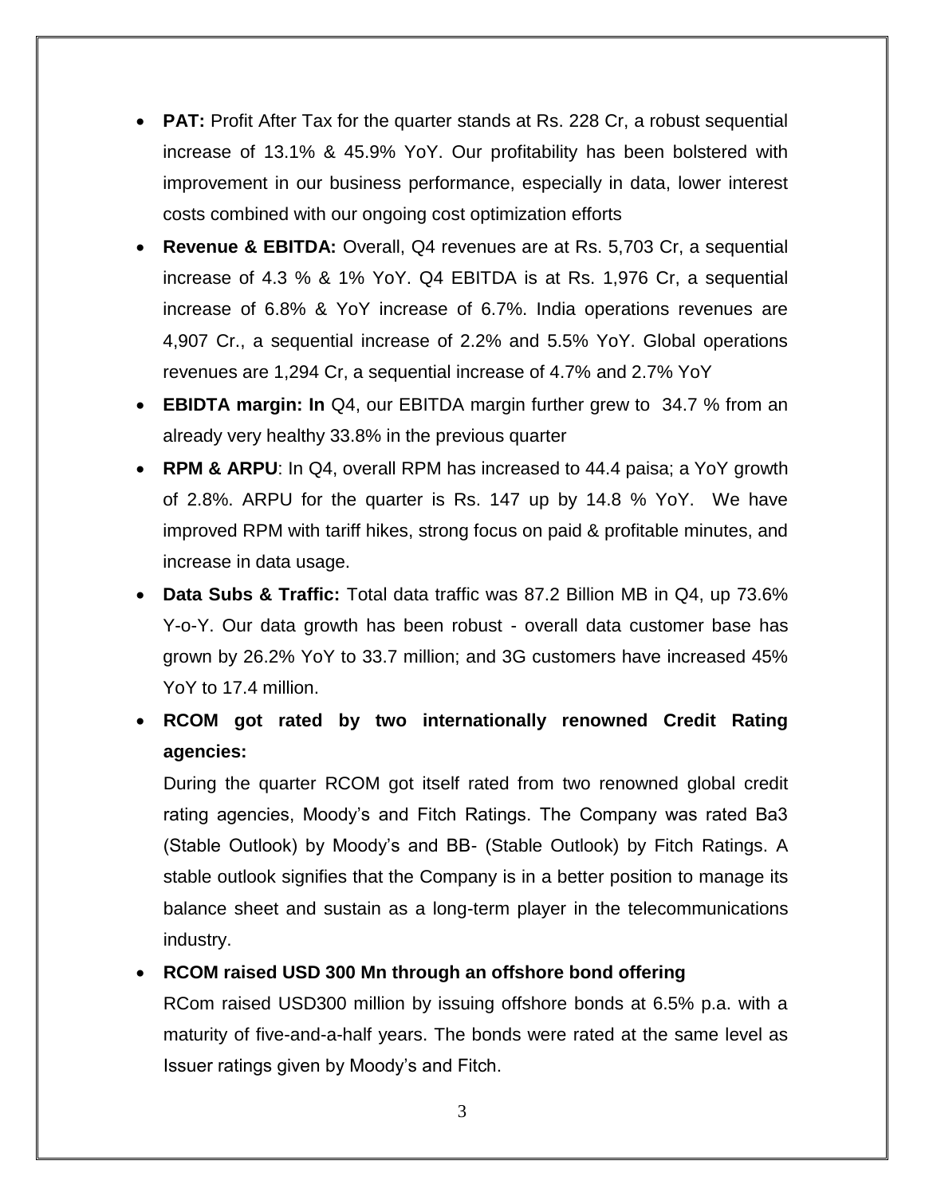- **PAT:** Profit After Tax for the quarter stands at Rs. 228 Cr, a robust sequential increase of 13.1% & 45.9% YoY. Our profitability has been bolstered with improvement in our business performance, especially in data, lower interest costs combined with our ongoing cost optimization efforts
- **Revenue & EBITDA:** Overall, Q4 revenues are at Rs. 5,703 Cr, a sequential increase of 4.3 % & 1% YoY. Q4 EBITDA is at Rs. 1,976 Cr, a sequential increase of 6.8% & YoY increase of 6.7%. India operations revenues are 4,907 Cr., a sequential increase of 2.2% and 5.5% YoY. Global operations revenues are 1,294 Cr, a sequential increase of 4.7% and 2.7% YoY
- **EBIDTA margin: In** Q4, our EBITDA margin further grew to 34.7 % from an already very healthy 33.8% in the previous quarter
- **RPM & ARPU**: In Q4, overall RPM has increased to 44.4 paisa; a YoY growth of 2.8%. ARPU for the quarter is Rs. 147 up by 14.8 % YoY. We have improved RPM with tariff hikes, strong focus on paid & profitable minutes, and increase in data usage.
- **Data Subs & Traffic:** Total data traffic was 87.2 Billion MB in Q4, up 73.6% Y-o-Y. Our data growth has been robust - overall data customer base has grown by 26.2% YoY to 33.7 million; and 3G customers have increased 45% YoY to 17.4 million.
- **RCOM got rated by two internationally renowned Credit Rating agencies:**

  During the quarter RCOM got itself rated from two renowned global credit rating agencies, Moody's and Fitch Ratings. The Company was rated Ba3 (Stable Outlook) by Moody's and BB- (Stable Outlook) by Fitch Ratings. A stable outlook signifies that the Company is in a better position to manage its balance sheet and sustain as a long-term player in the telecommunications industry.
- **RCOM raised USD 300 Mn through an offshore bond offering**

  RCom raised USD300 million by issuing offshore bonds at 6.5% p.a. with a maturity of five-and-a-half years. The bonds were rated at the same level as Issuer ratings given by Moody's and Fitch.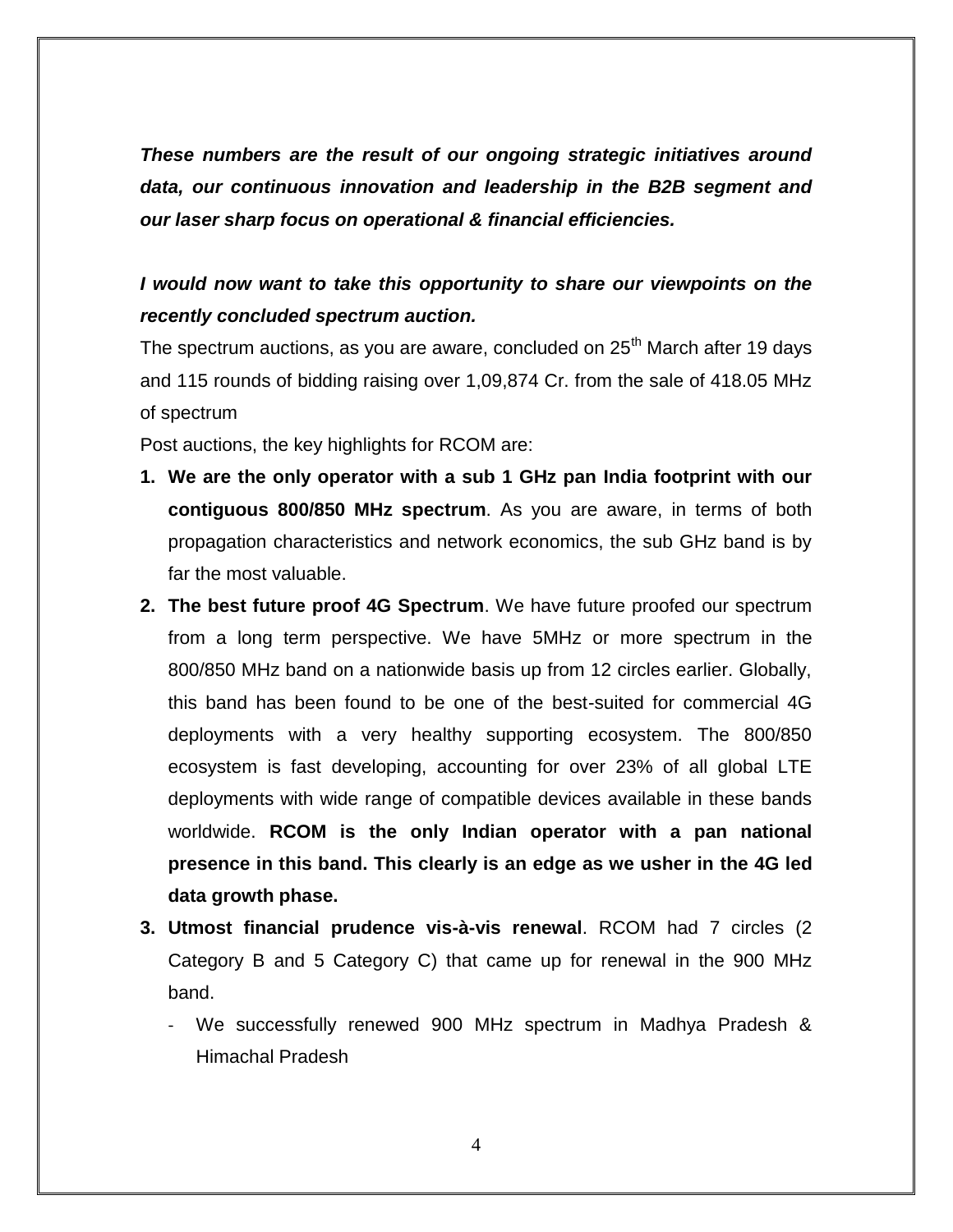***These numbers are the result of our ongoing strategic initiatives around data, our continuous innovation and leadership in the B2B segment and our laser sharp focus on operational & financial efficiencies.***

***I would now want to take this opportunity to share our viewpoints on the recently concluded spectrum auction.***

The spectrum auctions, as you are aware, concluded on 25th March after 19 days and 115 rounds of bidding raising over 1,09,874 Cr. from the sale of 418.05 MHz of spectrum

Post auctions, the key highlights for RCOM are:

1. **We are the only operator with a sub 1 GHz pan India footprint with our contiguous 800/850 MHz spectrum**. As you are aware, in terms of both propagation characteristics and network economics, the sub GHz band is by far the most valuable.
2. **The best future proof 4G Spectrum**. We have future proofed our spectrum from a long term perspective. We have 5MHz or more spectrum in the 800/850 MHz band on a nationwide basis up from 12 circles earlier. Globally, this band has been found to be one of the best-suited for commercial 4G deployments with a very healthy supporting ecosystem. The 800/850 ecosystem is fast developing, accounting for over 23% of all global LTE deployments with wide range of compatible devices available in these bands worldwide. **RCOM is the only Indian operator with a pan national presence in this band. This clearly is an edge as we usher in the 4G led data growth phase.**
3. **Utmost financial prudence vis-à-vis renewal**. RCOM had 7 circles (2 Category B and 5 Category C) that came up for renewal in the 900 MHz band.
   - We successfully renewed 900 MHz spectrum in Madhya Pradesh & Himachal Pradesh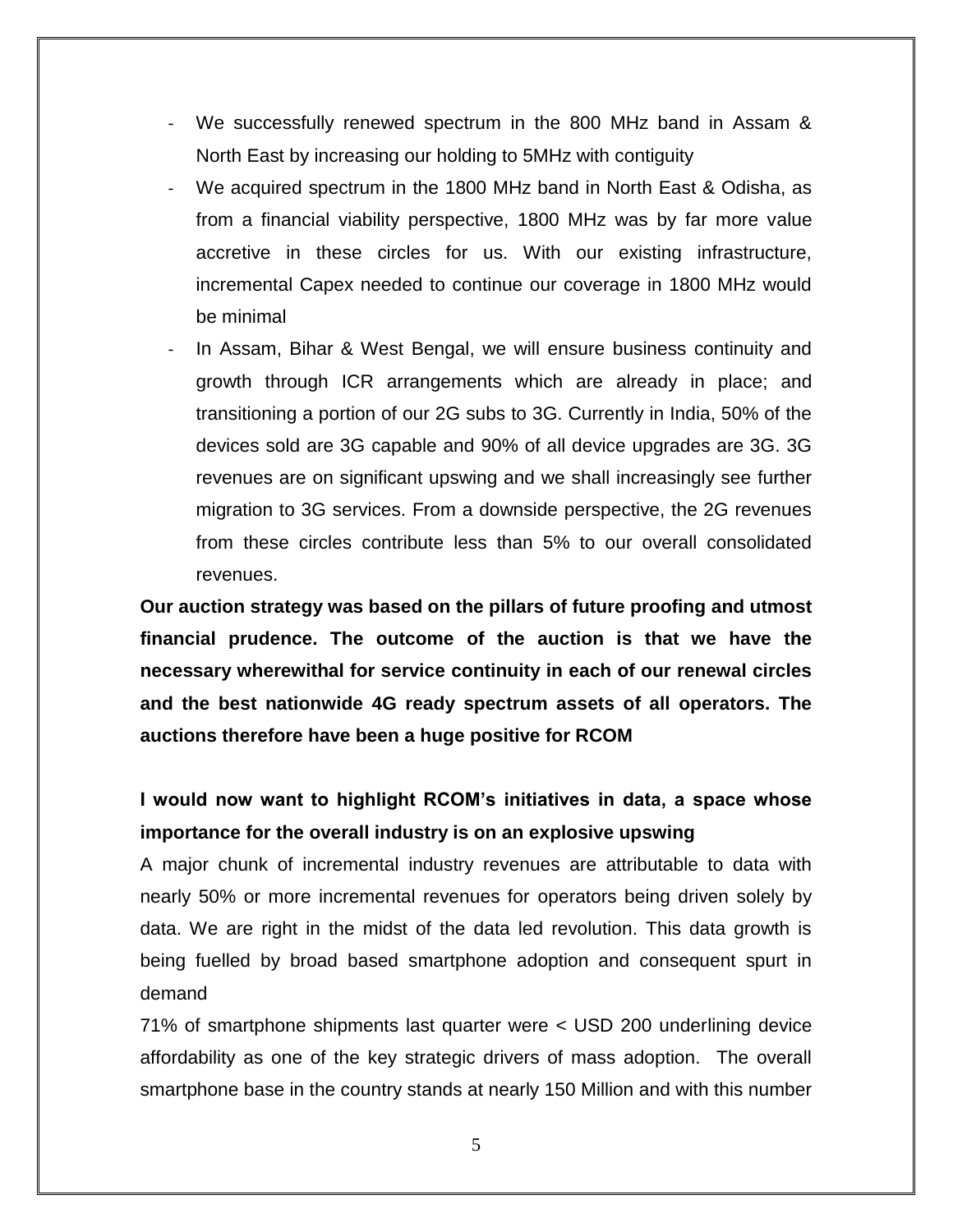- We successfully renewed spectrum in the 800 MHz band in Assam & North East by increasing our holding to 5MHz with contiguity
- We acquired spectrum in the 1800 MHz band in North East & Odisha, as from a financial viability perspective, 1800 MHz was by far more value accretive in these circles for us. With our existing infrastructure, incremental Capex needed to continue our coverage in 1800 MHz would be minimal
- In Assam, Bihar & West Bengal, we will ensure business continuity and growth through ICR arrangements which are already in place; and transitioning a portion of our 2G subs to 3G. Currently in India, 50% of the devices sold are 3G capable and 90% of all device upgrades are 3G. 3G revenues are on significant upswing and we shall increasingly see further migration to 3G services. From a downside perspective, the 2G revenues from these circles contribute less than 5% to our overall consolidated revenues.

**Our auction strategy was based on the pillars of future proofing and utmost financial prudence. The outcome of the auction is that we have the necessary wherewithal for service continuity in each of our renewal circles and the best nationwide 4G ready spectrum assets of all operators. The auctions therefore have been a huge positive for RCOM**

**I would now want to highlight RCOM's initiatives in data, a space whose importance for the overall industry is on an explosive upswing**

A major chunk of incremental industry revenues are attributable to data with nearly 50% or more incremental revenues for operators being driven solely by data. We are right in the midst of the data led revolution. This data growth is being fuelled by broad based smartphone adoption and consequent spurt in demand

71% of smartphone shipments last quarter were < USD 200 underlining device affordability as one of the key strategic drivers of mass adoption. The overall smartphone base in the country stands at nearly 150 Million and with this number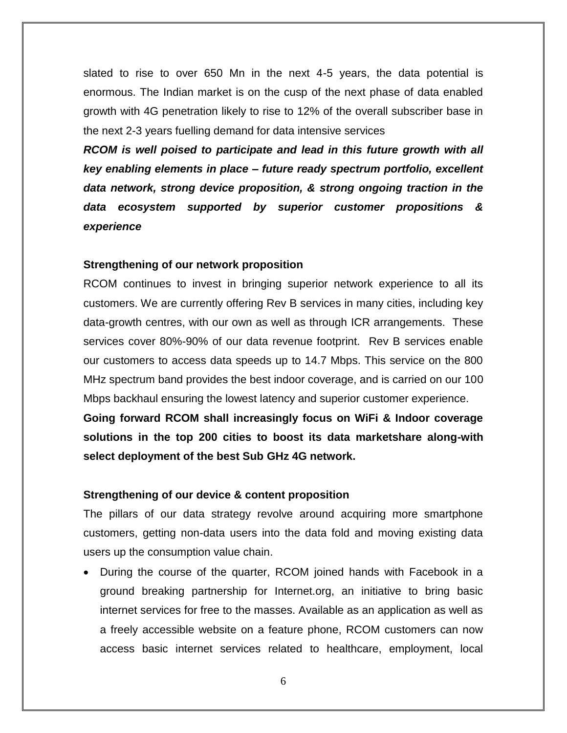slated to rise to over 650 Mn in the next 4-5 years, the data potential is enormous. The Indian market is on the cusp of the next phase of data enabled growth with 4G penetration likely to rise to 12% of the overall subscriber base in the next 2-3 years fuelling demand for data intensive services

***RCOM is well poised to participate and lead in this future growth with all key enabling elements in place – future ready spectrum portfolio, excellent data network, strong device proposition, & strong ongoing traction in the data ecosystem supported by superior customer propositions & experience***

**Strengthening of our network proposition**

RCOM continues to invest in bringing superior network experience to all its customers. We are currently offering Rev B services in many cities, including key data-growth centres, with our own as well as through ICR arrangements. These services cover 80%-90% of our data revenue footprint. Rev B services enable our customers to access data speeds up to 14.7 Mbps. This service on the 800 MHz spectrum band provides the best indoor coverage, and is carried on our 100 Mbps backhaul ensuring the lowest latency and superior customer experience.

**Going forward RCOM shall increasingly focus on WiFi & Indoor coverage solutions in the top 200 cities to boost its data marketshare along-with select deployment of the best Sub GHz 4G network.**

**Strengthening of our device & content proposition**

The pillars of our data strategy revolve around acquiring more smartphone customers, getting non-data users into the data fold and moving existing data users up the consumption value chain.

- During the course of the quarter, RCOM joined hands with Facebook in a ground breaking partnership for Internet.org, an initiative to bring basic internet services for free to the masses. Available as an application as well as a freely accessible website on a feature phone, RCOM customers can now access basic internet services related to healthcare, employment, local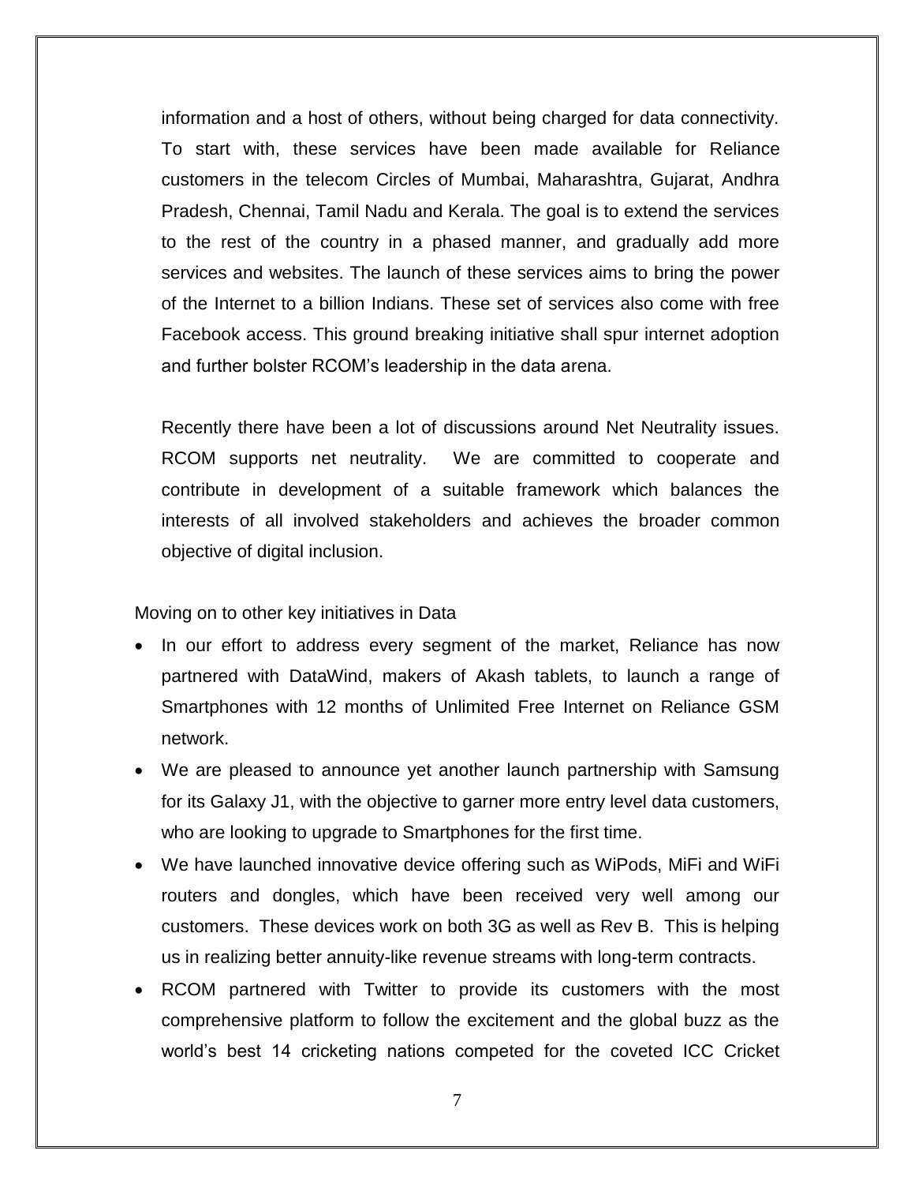information and a host of others, without being charged for data connectivity. To start with, these services have been made available for Reliance customers in the telecom Circles of Mumbai, Maharashtra, Gujarat, Andhra Pradesh, Chennai, Tamil Nadu and Kerala. The goal is to extend the services to the rest of the country in a phased manner, and gradually add more services and websites. The launch of these services aims to bring the power of the Internet to a billion Indians. These set of services also come with free Facebook access. This ground breaking initiative shall spur internet adoption and further bolster RCOM's leadership in the data arena.

Recently there have been a lot of discussions around Net Neutrality issues. RCOM supports net neutrality. We are committed to cooperate and contribute in development of a suitable framework which balances the interests of all involved stakeholders and achieves the broader common objective of digital inclusion.

Moving on to other key initiatives in Data

- In our effort to address every segment of the market, Reliance has now partnered with DataWind, makers of Akash tablets, to launch a range of Smartphones with 12 months of Unlimited Free Internet on Reliance GSM network.
- We are pleased to announce yet another launch partnership with Samsung for its Galaxy J1, with the objective to garner more entry level data customers, who are looking to upgrade to Smartphones for the first time.
- We have launched innovative device offering such as WiPods, MiFi and WiFi routers and dongles, which have been received very well among our customers. These devices work on both 3G as well as Rev B. This is helping us in realizing better annuity-like revenue streams with long-term contracts.
- RCOM partnered with Twitter to provide its customers with the most comprehensive platform to follow the excitement and the global buzz as the world's best 14 cricketing nations competed for the coveted ICC Cricket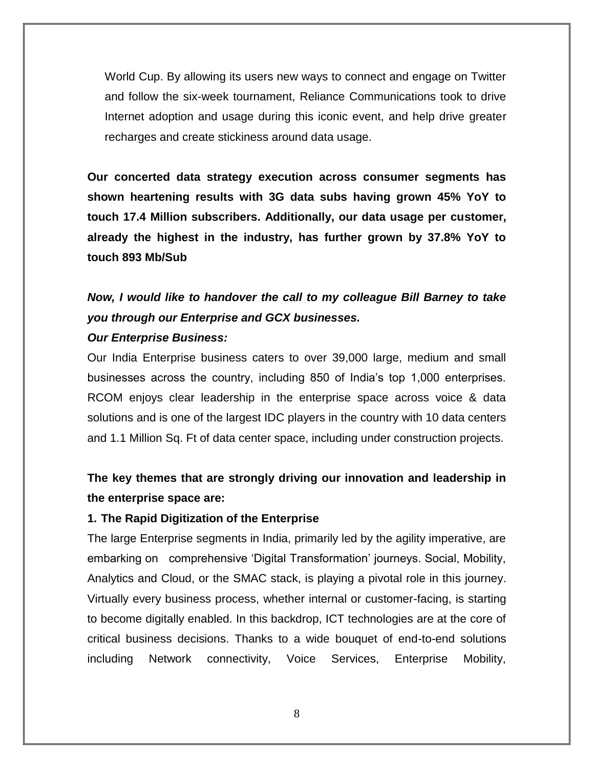World Cup. By allowing its users new ways to connect and engage on Twitter and follow the six-week tournament, Reliance Communications took to drive Internet adoption and usage during this iconic event, and help drive greater recharges and create stickiness around data usage.

**Our concerted data strategy execution across consumer segments has shown heartening results with 3G data subs having grown 45% YoY to touch 17.4 Million subscribers. Additionally, our data usage per customer, already the highest in the industry, has further grown by 37.8% YoY to touch 893 Mb/Sub**

***Now, I would like to handover the call to my colleague Bill Barney to take you through our Enterprise and GCX businesses.***

***Our Enterprise Business:***

Our India Enterprise business caters to over 39,000 large, medium and small businesses across the country, including 850 of India's top 1,000 enterprises. RCOM enjoys clear leadership in the enterprise space across voice & data solutions and is one of the largest IDC players in the country with 10 data centers and 1.1 Million Sq. Ft of data center space, including under construction projects.

**The key themes that are strongly driving our innovation and leadership in the enterprise space are:**

**1. The Rapid Digitization of the Enterprise**

The large Enterprise segments in India, primarily led by the agility imperative, are embarking on comprehensive 'Digital Transformation' journeys. Social, Mobility, Analytics and Cloud, or the SMAC stack, is playing a pivotal role in this journey. Virtually every business process, whether internal or customer-facing, is starting to become digitally enabled. In this backdrop, ICT technologies are at the core of critical business decisions. Thanks to a wide bouquet of end-to-end solutions including Network connectivity, Voice Services, Enterprise Mobility,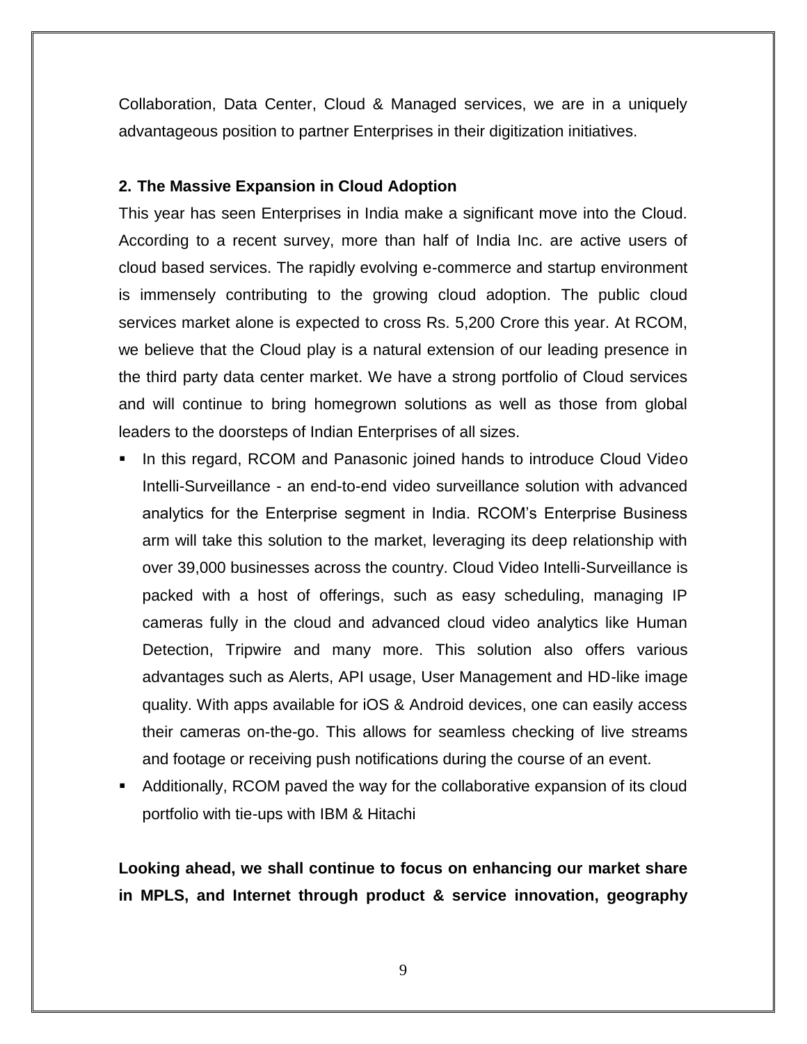Collaboration, Data Center, Cloud & Managed services, we are in a uniquely advantageous position to partner Enterprises in their digitization initiatives.

**2. The Massive Expansion in Cloud Adoption**

This year has seen Enterprises in India make a significant move into the Cloud. According to a recent survey, more than half of India Inc. are active users of cloud based services. The rapidly evolving e-commerce and startup environment is immensely contributing to the growing cloud adoption. The public cloud services market alone is expected to cross Rs. 5,200 Crore this year. At RCOM, we believe that the Cloud play is a natural extension of our leading presence in the third party data center market. We have a strong portfolio of Cloud services and will continue to bring homegrown solutions as well as those from global leaders to the doorsteps of Indian Enterprises of all sizes.

- In this regard, RCOM and Panasonic joined hands to introduce Cloud Video Intelli-Surveillance - an end-to-end video surveillance solution with advanced analytics for the Enterprise segment in India. RCOM's Enterprise Business arm will take this solution to the market, leveraging its deep relationship with over 39,000 businesses across the country. Cloud Video Intelli-Surveillance is packed with a host of offerings, such as easy scheduling, managing IP cameras fully in the cloud and advanced cloud video analytics like Human Detection, Tripwire and many more. This solution also offers various advantages such as Alerts, API usage, User Management and HD-like image quality. With apps available for iOS & Android devices, one can easily access their cameras on-the-go. This allows for seamless checking of live streams and footage or receiving push notifications during the course of an event.
- Additionally, RCOM paved the way for the collaborative expansion of its cloud portfolio with tie-ups with IBM & Hitachi

**Looking ahead, we shall continue to focus on enhancing our market share in MPLS, and Internet through product & service innovation, geography**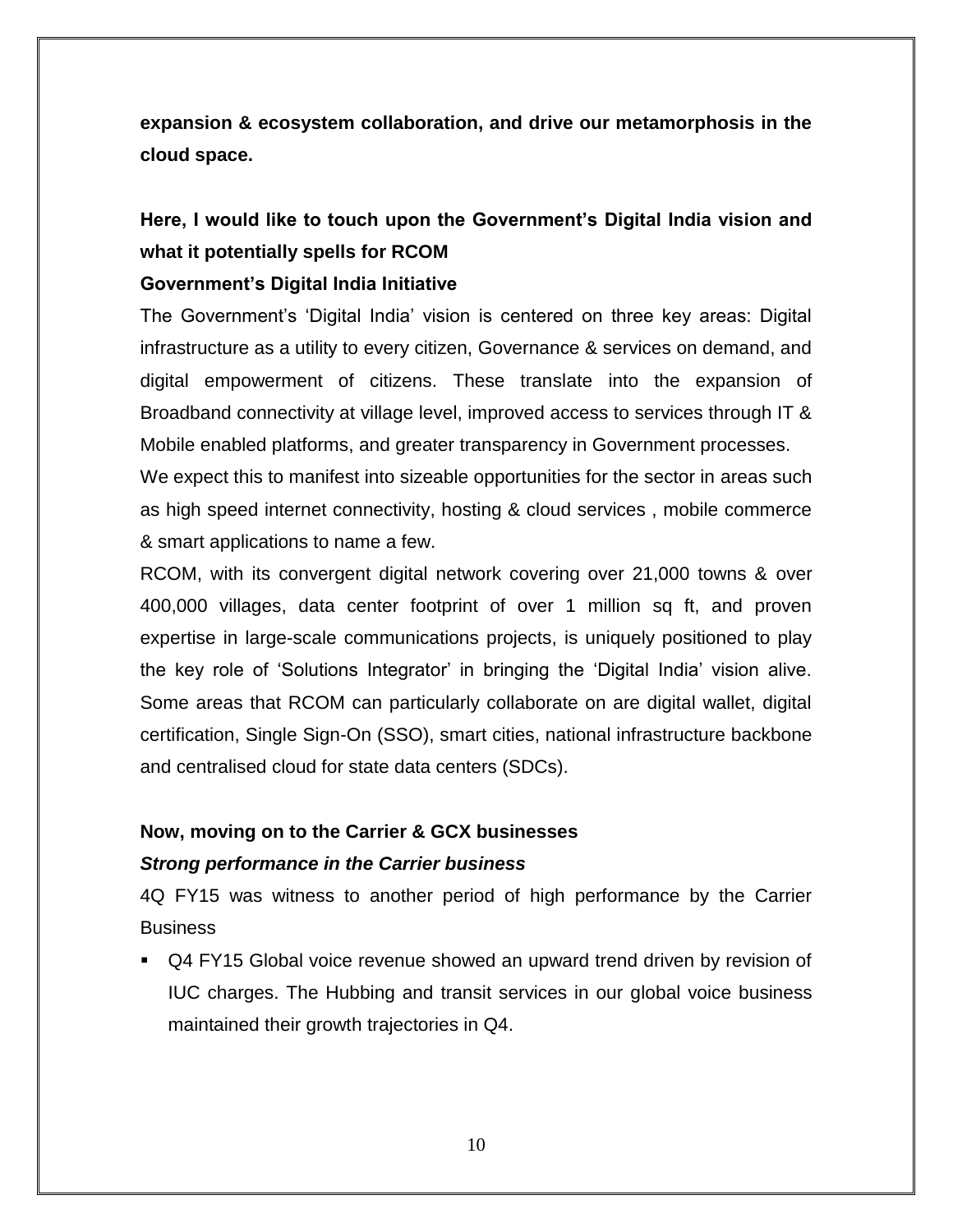**expansion & ecosystem collaboration, and drive our metamorphosis in the cloud space.**

**Here, I would like to touch upon the Government's Digital India vision and what it potentially spells for RCOM**

**Government's Digital India Initiative**

The Government's 'Digital India' vision is centered on three key areas: Digital infrastructure as a utility to every citizen, Governance & services on demand, and digital empowerment of citizens. These translate into the expansion of Broadband connectivity at village level, improved access to services through IT & Mobile enabled platforms, and greater transparency in Government processes.

We expect this to manifest into sizeable opportunities for the sector in areas such as high speed internet connectivity, hosting & cloud services , mobile commerce & smart applications to name a few.

RCOM, with its convergent digital network covering over 21,000 towns & over 400,000 villages, data center footprint of over 1 million sq ft, and proven expertise in large-scale communications projects, is uniquely positioned to play the key role of 'Solutions Integrator' in bringing the 'Digital India' vision alive. Some areas that RCOM can particularly collaborate on are digital wallet, digital certification, Single Sign-On (SSO), smart cities, national infrastructure backbone and centralised cloud for state data centers (SDCs).

**Now, moving on to the Carrier & GCX businesses**

***Strong performance in the Carrier business***

4Q FY15 was witness to another period of high performance by the Carrier Business

- Q4 FY15 Global voice revenue showed an upward trend driven by revision of IUC charges. The Hubbing and transit services in our global voice business maintained their growth trajectories in Q4.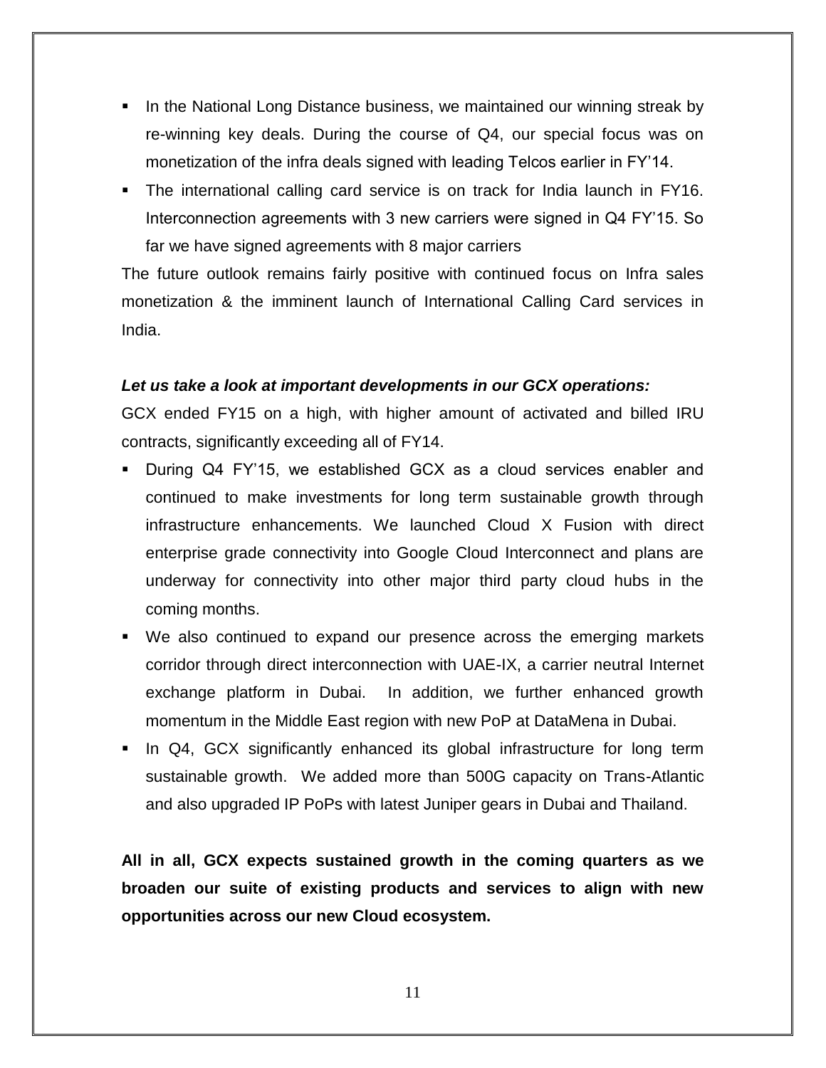- In the National Long Distance business, we maintained our winning streak by re-winning key deals. During the course of Q4, our special focus was on monetization of the infra deals signed with leading Telcos earlier in FY'14.
- The international calling card service is on track for India launch in FY16. Interconnection agreements with 3 new carriers were signed in Q4 FY'15. So far we have signed agreements with 8 major carriers

The future outlook remains fairly positive with continued focus on Infra sales monetization & the imminent launch of International Calling Card services in India.

***Let us take a look at important developments in our GCX operations:***

GCX ended FY15 on a high, with higher amount of activated and billed IRU contracts, significantly exceeding all of FY14.

- During Q4 FY'15, we established GCX as a cloud services enabler and continued to make investments for long term sustainable growth through infrastructure enhancements. We launched Cloud X Fusion with direct enterprise grade connectivity into Google Cloud Interconnect and plans are underway for connectivity into other major third party cloud hubs in the coming months.
- We also continued to expand our presence across the emerging markets corridor through direct interconnection with UAE-IX, a carrier neutral Internet exchange platform in Dubai. In addition, we further enhanced growth momentum in the Middle East region with new PoP at DataMena in Dubai.
- In Q4, GCX significantly enhanced its global infrastructure for long term sustainable growth. We added more than 500G capacity on Trans-Atlantic and also upgraded IP PoPs with latest Juniper gears in Dubai and Thailand.

**All in all, GCX expects sustained growth in the coming quarters as we broaden our suite of existing products and services to align with new opportunities across our new Cloud ecosystem.**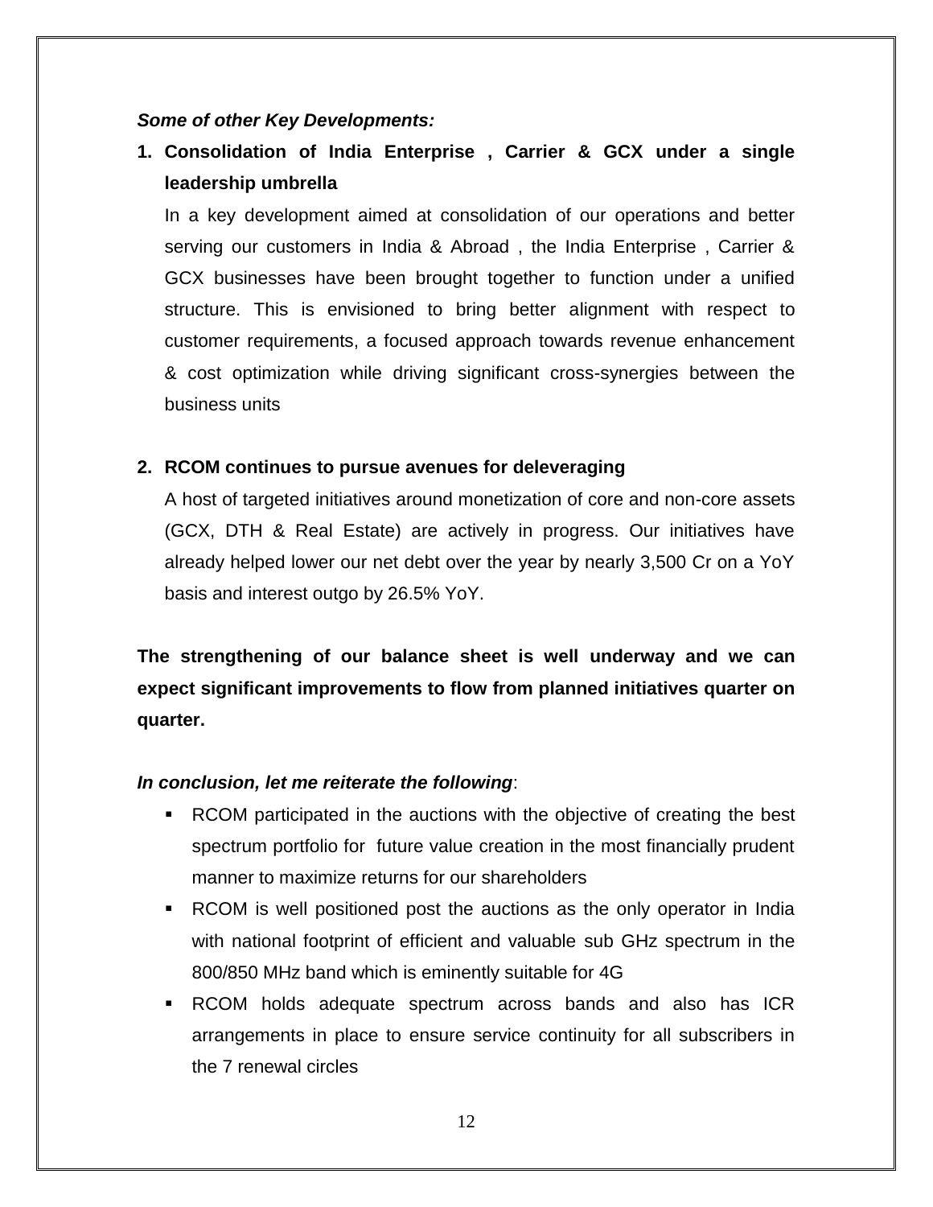***Some of other Key Developments:***

1. **Consolidation of India Enterprise , Carrier & GCX under a single leadership umbrella**

   In a key development aimed at consolidation of our operations and better serving our customers in India & Abroad , the India Enterprise , Carrier & GCX businesses have been brought together to function under a unified structure. This is envisioned to bring better alignment with respect to customer requirements, a focused approach towards revenue enhancement & cost optimization while driving significant cross-synergies between the business units

2. **RCOM continues to pursue avenues for deleveraging**

   A host of targeted initiatives around monetization of core and non-core assets (GCX, DTH & Real Estate) are actively in progress. Our initiatives have already helped lower our net debt over the year by nearly 3,500 Cr on a YoY basis and interest outgo by 26.5% YoY.

**The strengthening of our balance sheet is well underway and we can expect significant improvements to flow from planned initiatives quarter on quarter.**

***In conclusion, let me reiterate the following***:

- RCOM participated in the auctions with the objective of creating the best spectrum portfolio for future value creation in the most financially prudent manner to maximize returns for our shareholders
- RCOM is well positioned post the auctions as the only operator in India with national footprint of efficient and valuable sub GHz spectrum in the 800/850 MHz band which is eminently suitable for 4G
- RCOM holds adequate spectrum across bands and also has ICR arrangements in place to ensure service continuity for all subscribers in the 7 renewal circles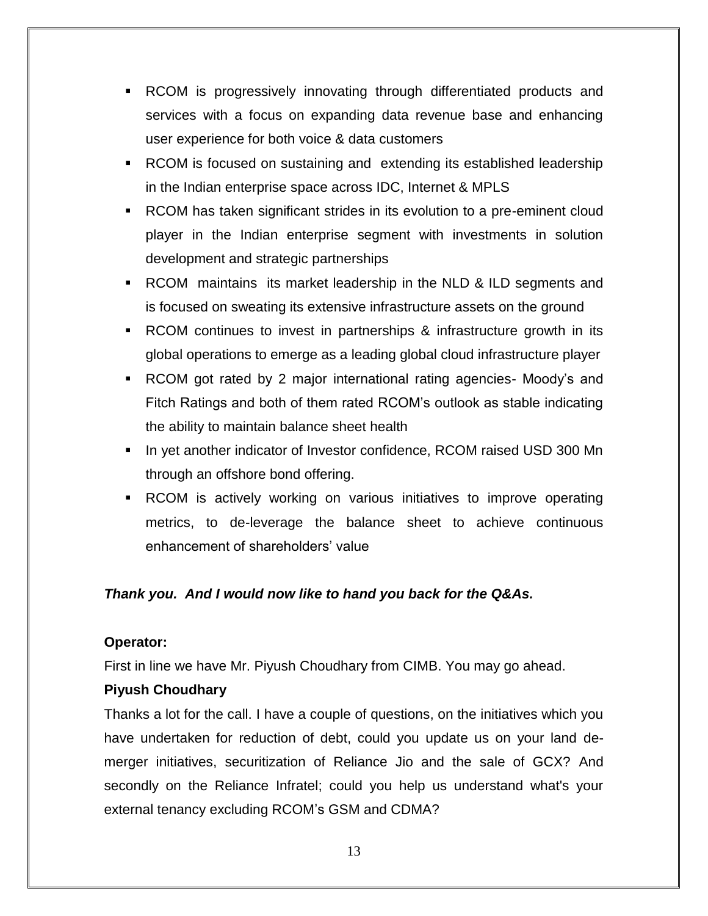- RCOM is progressively innovating through differentiated products and services with a focus on expanding data revenue base and enhancing user experience for both voice & data customers
- RCOM is focused on sustaining and extending its established leadership in the Indian enterprise space across IDC, Internet & MPLS
- RCOM has taken significant strides in its evolution to a pre-eminent cloud player in the Indian enterprise segment with investments in solution development and strategic partnerships
- RCOM maintains its market leadership in the NLD & ILD segments and is focused on sweating its extensive infrastructure assets on the ground
- RCOM continues to invest in partnerships & infrastructure growth in its global operations to emerge as a leading global cloud infrastructure player
- RCOM got rated by 2 major international rating agencies- Moody's and Fitch Ratings and both of them rated RCOM's outlook as stable indicating the ability to maintain balance sheet health
- In yet another indicator of Investor confidence, RCOM raised USD 300 Mn through an offshore bond offering.
- RCOM is actively working on various initiatives to improve operating metrics, to de-leverage the balance sheet to achieve continuous enhancement of shareholders' value

***Thank you. And I would now like to hand you back for the Q&As.***

**Operator:**

First in line we have Mr. Piyush Choudhary from CIMB. You may go ahead.

**Piyush Choudhary**

Thanks a lot for the call. I have a couple of questions, on the initiatives which you have undertaken for reduction of debt, could you update us on your land de-merger initiatives, securitization of Reliance Jio and the sale of GCX? And secondly on the Reliance Infratel; could you help us understand what's your external tenancy excluding RCOM's GSM and CDMA?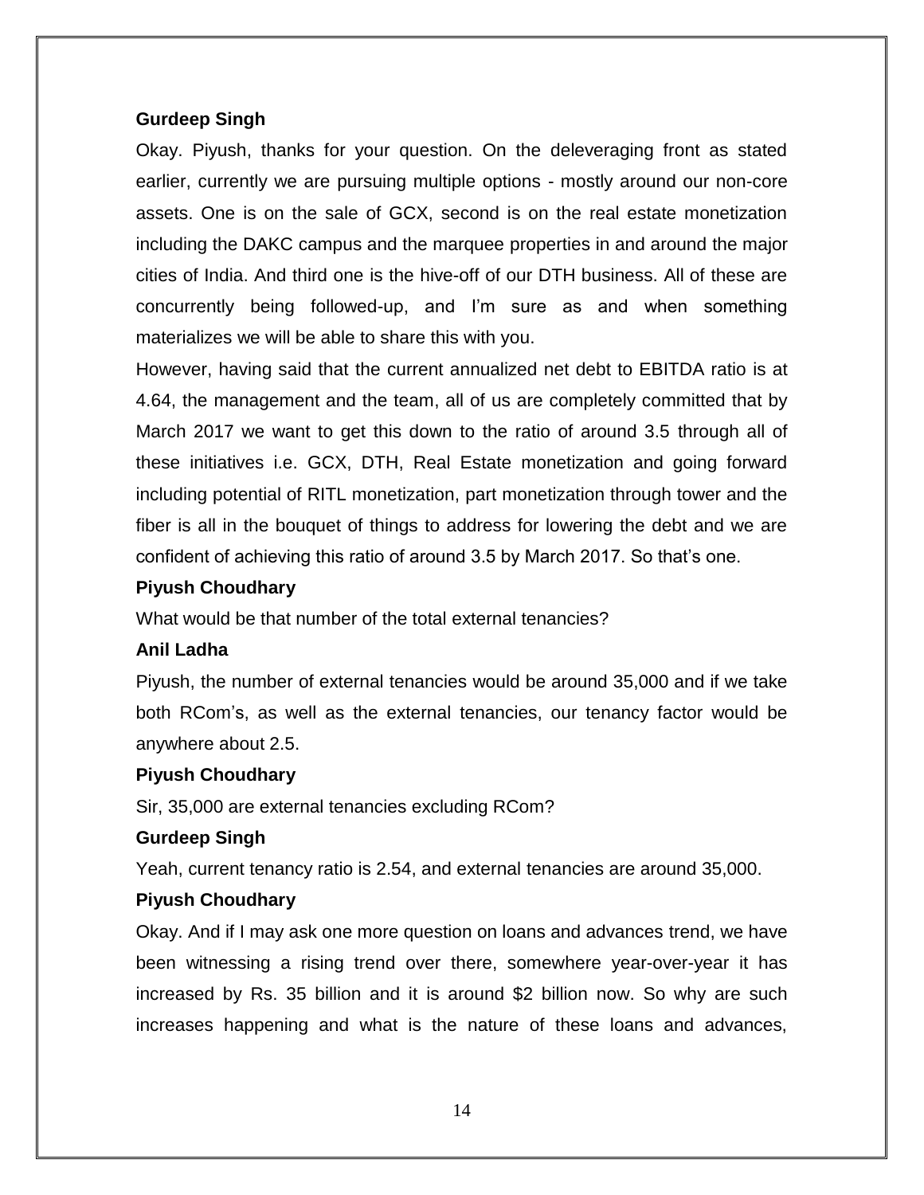**Gurdeep Singh**

Okay. Piyush, thanks for your question. On the deleveraging front as stated earlier, currently we are pursuing multiple options - mostly around our non-core assets. One is on the sale of GCX, second is on the real estate monetization including the DAKC campus and the marquee properties in and around the major cities of India. And third one is the hive-off of our DTH business. All of these are concurrently being followed-up, and I'm sure as and when something materializes we will be able to share this with you.

However, having said that the current annualized net debt to EBITDA ratio is at 4.64, the management and the team, all of us are completely committed that by March 2017 we want to get this down to the ratio of around 3.5 through all of these initiatives i.e. GCX, DTH, Real Estate monetization and going forward including potential of RITL monetization, part monetization through tower and the fiber is all in the bouquet of things to address for lowering the debt and we are confident of achieving this ratio of around 3.5 by March 2017. So that's one.

**Piyush Choudhary**

What would be that number of the total external tenancies?

**Anil Ladha**

Piyush, the number of external tenancies would be around 35,000 and if we take both RCom's, as well as the external tenancies, our tenancy factor would be anywhere about 2.5.

**Piyush Choudhary**

Sir, 35,000 are external tenancies excluding RCom?

**Gurdeep Singh**

Yeah, current tenancy ratio is 2.54, and external tenancies are around 35,000.

**Piyush Choudhary**

Okay. And if I may ask one more question on loans and advances trend, we have been witnessing a rising trend over there, somewhere year-over-year it has increased by Rs. 35 billion and it is around $2 billion now. So why are such increases happening and what is the nature of these loans and advances,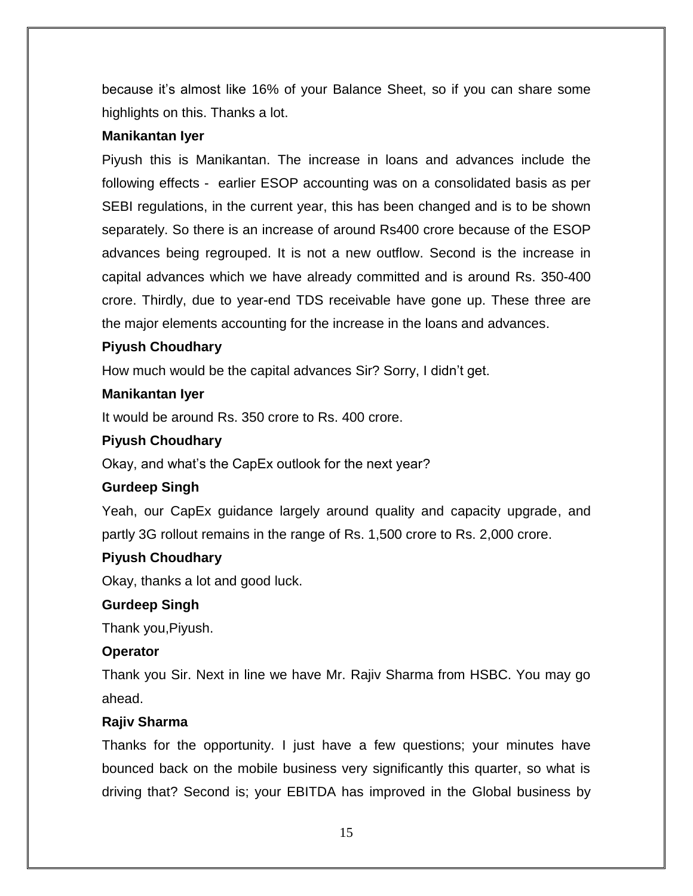because it's almost like 16% of your Balance Sheet, so if you can share some highlights on this. Thanks a lot.

**Manikantan Iyer**

Piyush this is Manikantan. The increase in loans and advances include the following effects - earlier ESOP accounting was on a consolidated basis as per SEBI regulations, in the current year, this has been changed and is to be shown separately. So there is an increase of around Rs400 crore because of the ESOP advances being regrouped. It is not a new outflow. Second is the increase in capital advances which we have already committed and is around Rs. 350-400 crore. Thirdly, due to year-end TDS receivable have gone up. These three are the major elements accounting for the increase in the loans and advances.

**Piyush Choudhary**

How much would be the capital advances Sir? Sorry, I didn't get.

**Manikantan Iyer**

It would be around Rs. 350 crore to Rs. 400 crore.

**Piyush Choudhary**

Okay, and what's the CapEx outlook for the next year?

**Gurdeep Singh**

Yeah, our CapEx guidance largely around quality and capacity upgrade, and partly 3G rollout remains in the range of Rs. 1,500 crore to Rs. 2,000 crore.

**Piyush Choudhary**

Okay, thanks a lot and good luck.

**Gurdeep Singh**

Thank you,Piyush.

**Operator**

Thank you Sir. Next in line we have Mr. Rajiv Sharma from HSBC. You may go ahead.

**Rajiv Sharma**

Thanks for the opportunity. I just have a few questions; your minutes have bounced back on the mobile business very significantly this quarter, so what is driving that? Second is; your EBITDA has improved in the Global business by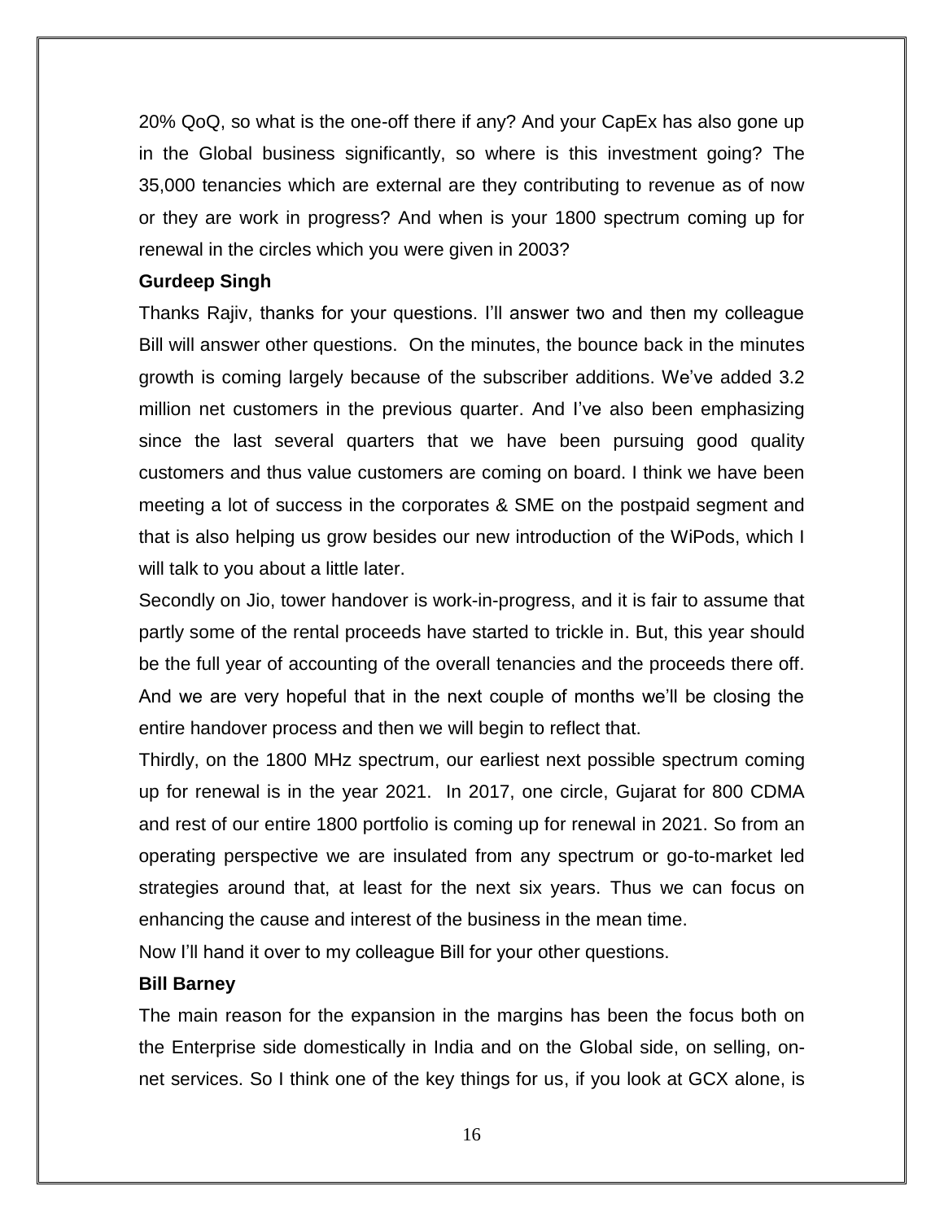20% QoQ, so what is the one-off there if any? And your CapEx has also gone up in the Global business significantly, so where is this investment going? The 35,000 tenancies which are external are they contributing to revenue as of now or they are work in progress? And when is your 1800 spectrum coming up for renewal in the circles which you were given in 2003?

**Gurdeep Singh**

Thanks Rajiv, thanks for your questions. I'll answer two and then my colleague Bill will answer other questions. On the minutes, the bounce back in the minutes growth is coming largely because of the subscriber additions. We've added 3.2 million net customers in the previous quarter. And I've also been emphasizing since the last several quarters that we have been pursuing good quality customers and thus value customers are coming on board. I think we have been meeting a lot of success in the corporates & SME on the postpaid segment and that is also helping us grow besides our new introduction of the WiPods, which I will talk to you about a little later.

Secondly on Jio, tower handover is work-in-progress, and it is fair to assume that partly some of the rental proceeds have started to trickle in. But, this year should be the full year of accounting of the overall tenancies and the proceeds there off. And we are very hopeful that in the next couple of months we'll be closing the entire handover process and then we will begin to reflect that.

Thirdly, on the 1800 MHz spectrum, our earliest next possible spectrum coming up for renewal is in the year 2021. In 2017, one circle, Gujarat for 800 CDMA and rest of our entire 1800 portfolio is coming up for renewal in 2021. So from an operating perspective we are insulated from any spectrum or go-to-market led strategies around that, at least for the next six years. Thus we can focus on enhancing the cause and interest of the business in the mean time.

Now I'll hand it over to my colleague Bill for your other questions.

**Bill Barney**

The main reason for the expansion in the margins has been the focus both on the Enterprise side domestically in India and on the Global side, on selling, on-net services. So I think one of the key things for us, if you look at GCX alone, is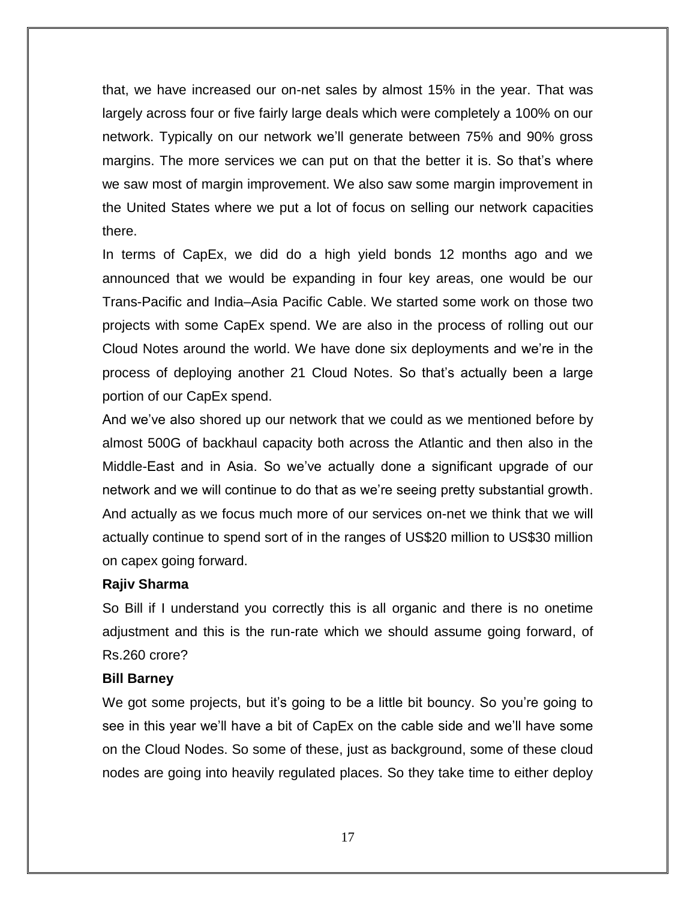that, we have increased our on-net sales by almost 15% in the year. That was largely across four or five fairly large deals which were completely a 100% on our network. Typically on our network we'll generate between 75% and 90% gross margins. The more services we can put on that the better it is. So that's where we saw most of margin improvement. We also saw some margin improvement in the United States where we put a lot of focus on selling our network capacities there.

In terms of CapEx, we did do a high yield bonds 12 months ago and we announced that we would be expanding in four key areas, one would be our Trans-Pacific and India–Asia Pacific Cable. We started some work on those two projects with some CapEx spend. We are also in the process of rolling out our Cloud Notes around the world. We have done six deployments and we're in the process of deploying another 21 Cloud Notes. So that's actually been a large portion of our CapEx spend.

And we've also shored up our network that we could as we mentioned before by almost 500G of backhaul capacity both across the Atlantic and then also in the Middle-East and in Asia. So we've actually done a significant upgrade of our network and we will continue to do that as we're seeing pretty substantial growth. And actually as we focus much more of our services on-net we think that we will actually continue to spend sort of in the ranges of US$20 million to US$30 million on capex going forward.

**Rajiv Sharma**

So Bill if I understand you correctly this is all organic and there is no onetime adjustment and this is the run-rate which we should assume going forward, of Rs.260 crore?

**Bill Barney**

We got some projects, but it's going to be a little bit bouncy. So you're going to see in this year we'll have a bit of CapEx on the cable side and we'll have some on the Cloud Nodes. So some of these, just as background, some of these cloud nodes are going into heavily regulated places. So they take time to either deploy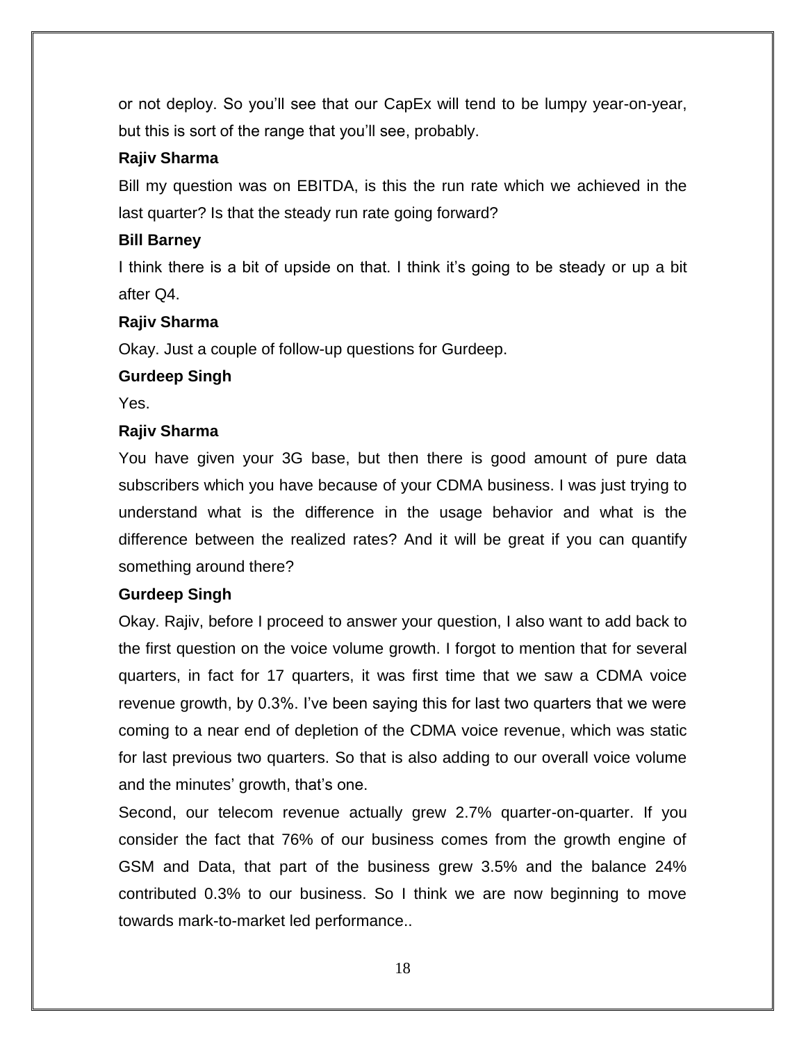or not deploy. So you'll see that our CapEx will tend to be lumpy year-on-year, but this is sort of the range that you'll see, probably.

**Rajiv Sharma**

Bill my question was on EBITDA, is this the run rate which we achieved in the last quarter? Is that the steady run rate going forward?

**Bill Barney**

I think there is a bit of upside on that. I think it's going to be steady or up a bit after Q4.

**Rajiv Sharma**

Okay. Just a couple of follow-up questions for Gurdeep.

**Gurdeep Singh**

Yes.

**Rajiv Sharma**

You have given your 3G base, but then there is good amount of pure data subscribers which you have because of your CDMA business. I was just trying to understand what is the difference in the usage behavior and what is the difference between the realized rates? And it will be great if you can quantify something around there?

**Gurdeep Singh**

Okay. Rajiv, before I proceed to answer your question, I also want to add back to the first question on the voice volume growth. I forgot to mention that for several quarters, in fact for 17 quarters, it was first time that we saw a CDMA voice revenue growth, by 0.3%. I've been saying this for last two quarters that we were coming to a near end of depletion of the CDMA voice revenue, which was static for last previous two quarters. So that is also adding to our overall voice volume and the minutes' growth, that's one.

Second, our telecom revenue actually grew 2.7% quarter-on-quarter. If you consider the fact that 76% of our business comes from the growth engine of GSM and Data, that part of the business grew 3.5% and the balance 24% contributed 0.3% to our business. So I think we are now beginning to move towards mark-to-market led performance..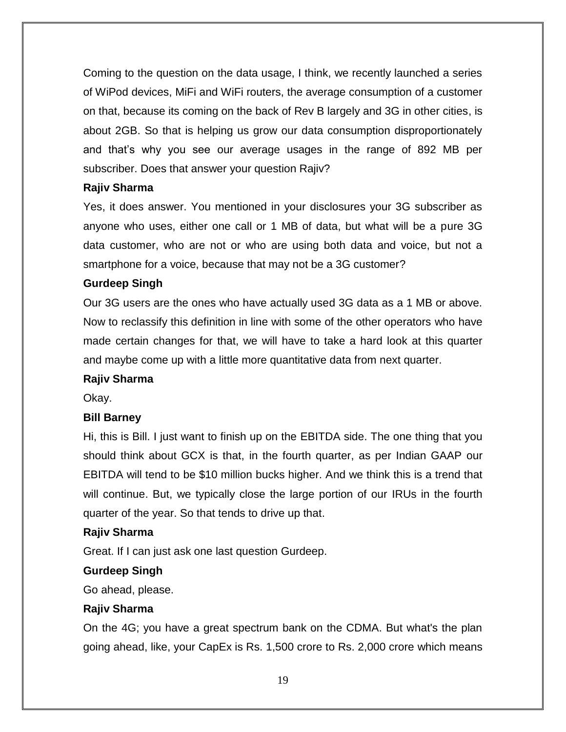Coming to the question on the data usage, I think, we recently launched a series of WiPod devices, MiFi and WiFi routers, the average consumption of a customer on that, because its coming on the back of Rev B largely and 3G in other cities, is about 2GB. So that is helping us grow our data consumption disproportionately and that's why you see our average usages in the range of 892 MB per subscriber. Does that answer your question Rajiv?

**Rajiv Sharma**

Yes, it does answer. You mentioned in your disclosures your 3G subscriber as anyone who uses, either one call or 1 MB of data, but what will be a pure 3G data customer, who are not or who are using both data and voice, but not a smartphone for a voice, because that may not be a 3G customer?

**Gurdeep Singh**

Our 3G users are the ones who have actually used 3G data as a 1 MB or above. Now to reclassify this definition in line with some of the other operators who have made certain changes for that, we will have to take a hard look at this quarter and maybe come up with a little more quantitative data from next quarter.

**Rajiv Sharma**

Okay.

**Bill Barney**

Hi, this is Bill. I just want to finish up on the EBITDA side. The one thing that you should think about GCX is that, in the fourth quarter, as per Indian GAAP our EBITDA will tend to be $10 million bucks higher. And we think this is a trend that will continue. But, we typically close the large portion of our IRUs in the fourth quarter of the year. So that tends to drive up that.

**Rajiv Sharma**

Great. If I can just ask one last question Gurdeep.

**Gurdeep Singh**

Go ahead, please.

**Rajiv Sharma**

On the 4G; you have a great spectrum bank on the CDMA. But what's the plan going ahead, like, your CapEx is Rs. 1,500 crore to Rs. 2,000 crore which means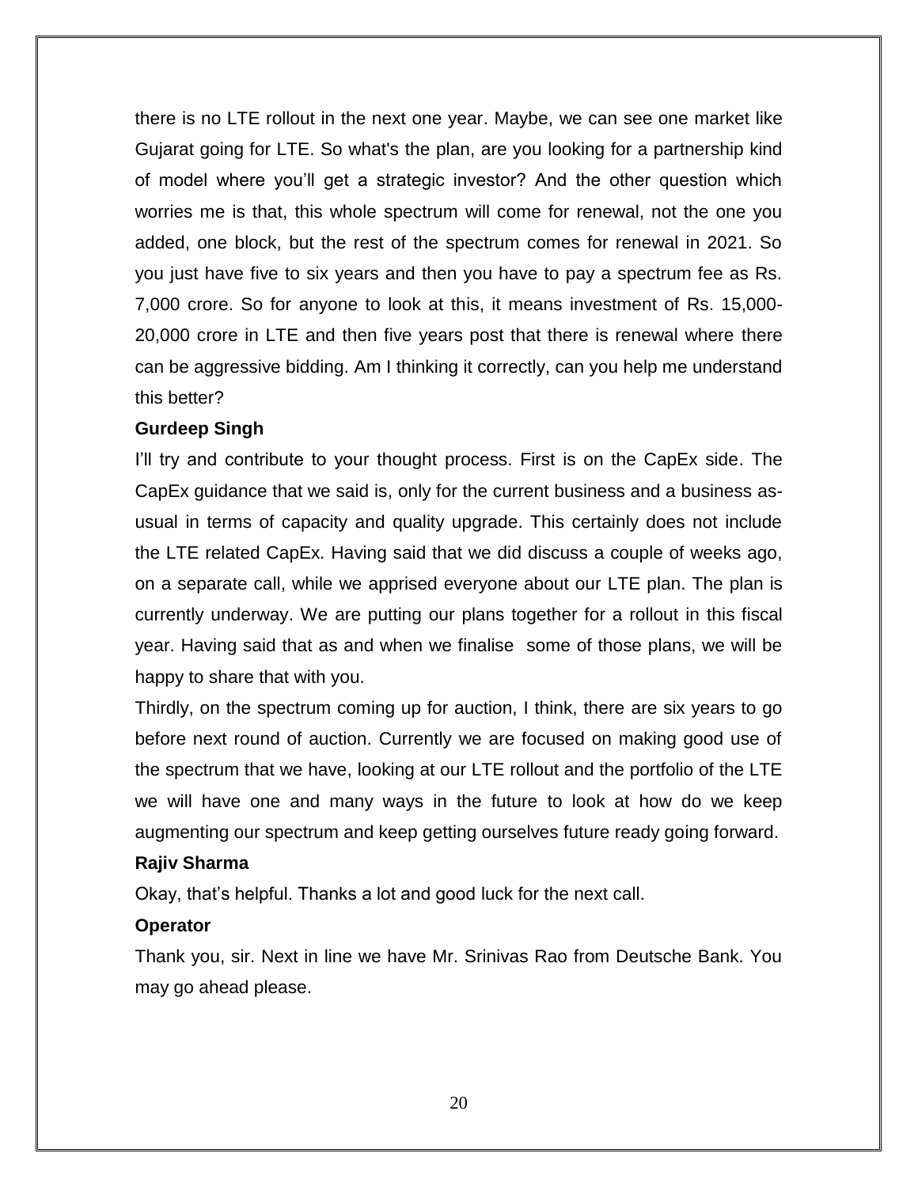there is no LTE rollout in the next one year. Maybe, we can see one market like Gujarat going for LTE. So what's the plan, are you looking for a partnership kind of model where you'll get a strategic investor? And the other question which worries me is that, this whole spectrum will come for renewal, not the one you added, one block, but the rest of the spectrum comes for renewal in 2021. So you just have five to six years and then you have to pay a spectrum fee as Rs. 7,000 crore. So for anyone to look at this, it means investment of Rs. 15,000-20,000 crore in LTE and then five years post that there is renewal where there can be aggressive bidding. Am I thinking it correctly, can you help me understand this better?

**Gurdeep Singh**

I'll try and contribute to your thought process. First is on the CapEx side. The CapEx guidance that we said is, only for the current business and a business as-usual in terms of capacity and quality upgrade. This certainly does not include the LTE related CapEx. Having said that we did discuss a couple of weeks ago, on a separate call, while we apprised everyone about our LTE plan. The plan is currently underway. We are putting our plans together for a rollout in this fiscal year. Having said that as and when we finalise some of those plans, we will be happy to share that with you.

Thirdly, on the spectrum coming up for auction, I think, there are six years to go before next round of auction. Currently we are focused on making good use of the spectrum that we have, looking at our LTE rollout and the portfolio of the LTE we will have one and many ways in the future to look at how do we keep augmenting our spectrum and keep getting ourselves future ready going forward.

**Rajiv Sharma**

Okay, that's helpful. Thanks a lot and good luck for the next call.

**Operator**

Thank you, sir. Next in line we have Mr. Srinivas Rao from Deutsche Bank. You may go ahead please.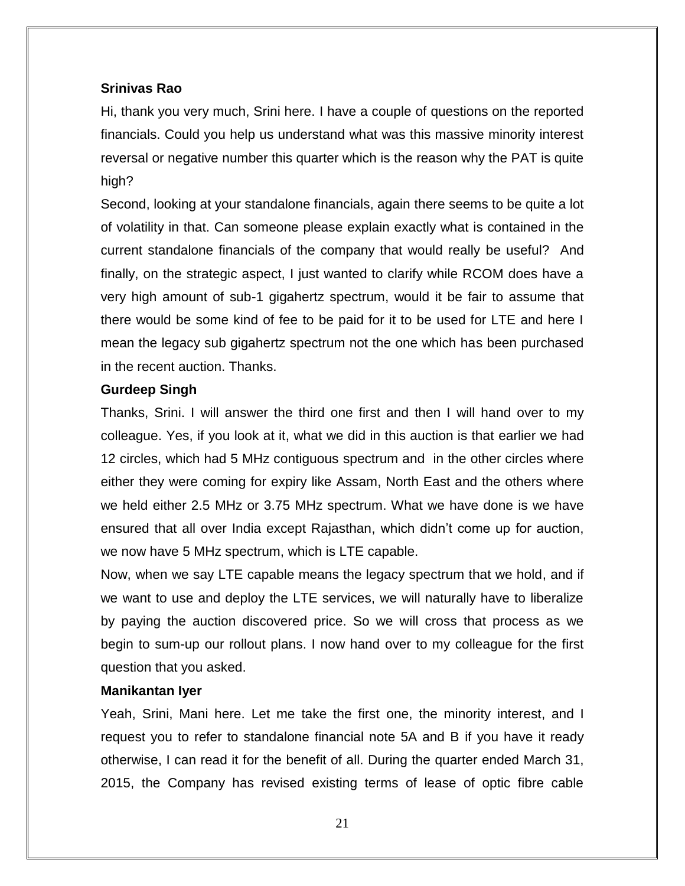**Srinivas Rao**

Hi, thank you very much, Srini here. I have a couple of questions on the reported financials. Could you help us understand what was this massive minority interest reversal or negative number this quarter which is the reason why the PAT is quite high?

Second, looking at your standalone financials, again there seems to be quite a lot of volatility in that. Can someone please explain exactly what is contained in the current standalone financials of the company that would really be useful? And finally, on the strategic aspect, I just wanted to clarify while RCOM does have a very high amount of sub-1 gigahertz spectrum, would it be fair to assume that there would be some kind of fee to be paid for it to be used for LTE and here I mean the legacy sub gigahertz spectrum not the one which has been purchased in the recent auction. Thanks.

**Gurdeep Singh**

Thanks, Srini. I will answer the third one first and then I will hand over to my colleague. Yes, if you look at it, what we did in this auction is that earlier we had 12 circles, which had 5 MHz contiguous spectrum and in the other circles where either they were coming for expiry like Assam, North East and the others where we held either 2.5 MHz or 3.75 MHz spectrum. What we have done is we have ensured that all over India except Rajasthan, which didn't come up for auction, we now have 5 MHz spectrum, which is LTE capable.

Now, when we say LTE capable means the legacy spectrum that we hold, and if we want to use and deploy the LTE services, we will naturally have to liberalize by paying the auction discovered price. So we will cross that process as we begin to sum-up our rollout plans. I now hand over to my colleague for the first question that you asked.

**Manikantan Iyer**

Yeah, Srini, Mani here. Let me take the first one, the minority interest, and I request you to refer to standalone financial note 5A and B if you have it ready otherwise, I can read it for the benefit of all. During the quarter ended March 31, 2015, the Company has revised existing terms of lease of optic fibre cable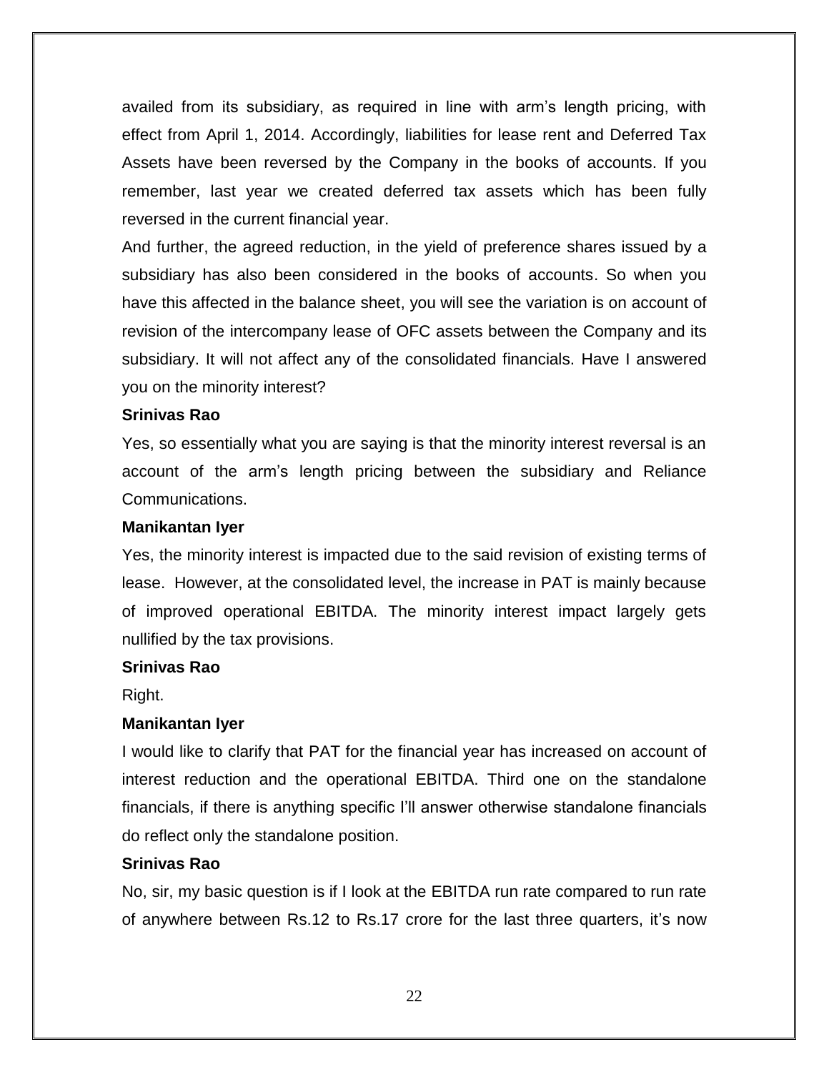availed from its subsidiary, as required in line with arm's length pricing, with effect from April 1, 2014. Accordingly, liabilities for lease rent and Deferred Tax Assets have been reversed by the Company in the books of accounts. If you remember, last year we created deferred tax assets which has been fully reversed in the current financial year.

And further, the agreed reduction, in the yield of preference shares issued by a subsidiary has also been considered in the books of accounts. So when you have this affected in the balance sheet, you will see the variation is on account of revision of the intercompany lease of OFC assets between the Company and its subsidiary. It will not affect any of the consolidated financials. Have I answered you on the minority interest?

**Srinivas Rao**

Yes, so essentially what you are saying is that the minority interest reversal is an account of the arm's length pricing between the subsidiary and Reliance Communications.

**Manikantan Iyer**

Yes, the minority interest is impacted due to the said revision of existing terms of lease. However, at the consolidated level, the increase in PAT is mainly because of improved operational EBITDA. The minority interest impact largely gets nullified by the tax provisions.

**Srinivas Rao**

Right.

**Manikantan Iyer**

I would like to clarify that PAT for the financial year has increased on account of interest reduction and the operational EBITDA. Third one on the standalone financials, if there is anything specific I'll answer otherwise standalone financials do reflect only the standalone position.

**Srinivas Rao**

No, sir, my basic question is if I look at the EBITDA run rate compared to run rate of anywhere between Rs.12 to Rs.17 crore for the last three quarters, it's now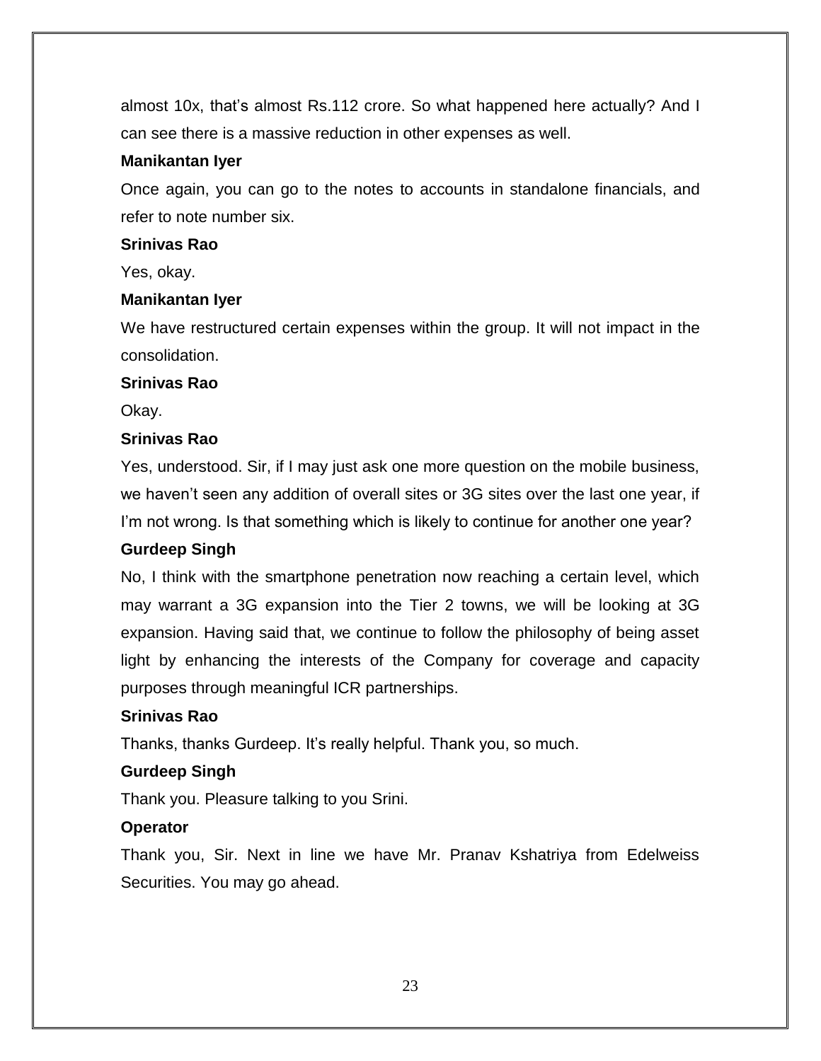almost 10x, that's almost Rs.112 crore. So what happened here actually? And I can see there is a massive reduction in other expenses as well.

**Manikantan Iyer**

Once again, you can go to the notes to accounts in standalone financials, and refer to note number six.

**Srinivas Rao**

Yes, okay.

**Manikantan Iyer**

We have restructured certain expenses within the group. It will not impact in the consolidation.

**Srinivas Rao**

Okay.

**Srinivas Rao**

Yes, understood. Sir, if I may just ask one more question on the mobile business, we haven't seen any addition of overall sites or 3G sites over the last one year, if I'm not wrong. Is that something which is likely to continue for another one year?

**Gurdeep Singh**

No, I think with the smartphone penetration now reaching a certain level, which may warrant a 3G expansion into the Tier 2 towns, we will be looking at 3G expansion. Having said that, we continue to follow the philosophy of being asset light by enhancing the interests of the Company for coverage and capacity purposes through meaningful ICR partnerships.

**Srinivas Rao**

Thanks, thanks Gurdeep. It's really helpful. Thank you, so much.

**Gurdeep Singh**

Thank you. Pleasure talking to you Srini.

**Operator**

Thank you, Sir. Next in line we have Mr. Pranav Kshatriya from Edelweiss Securities. You may go ahead.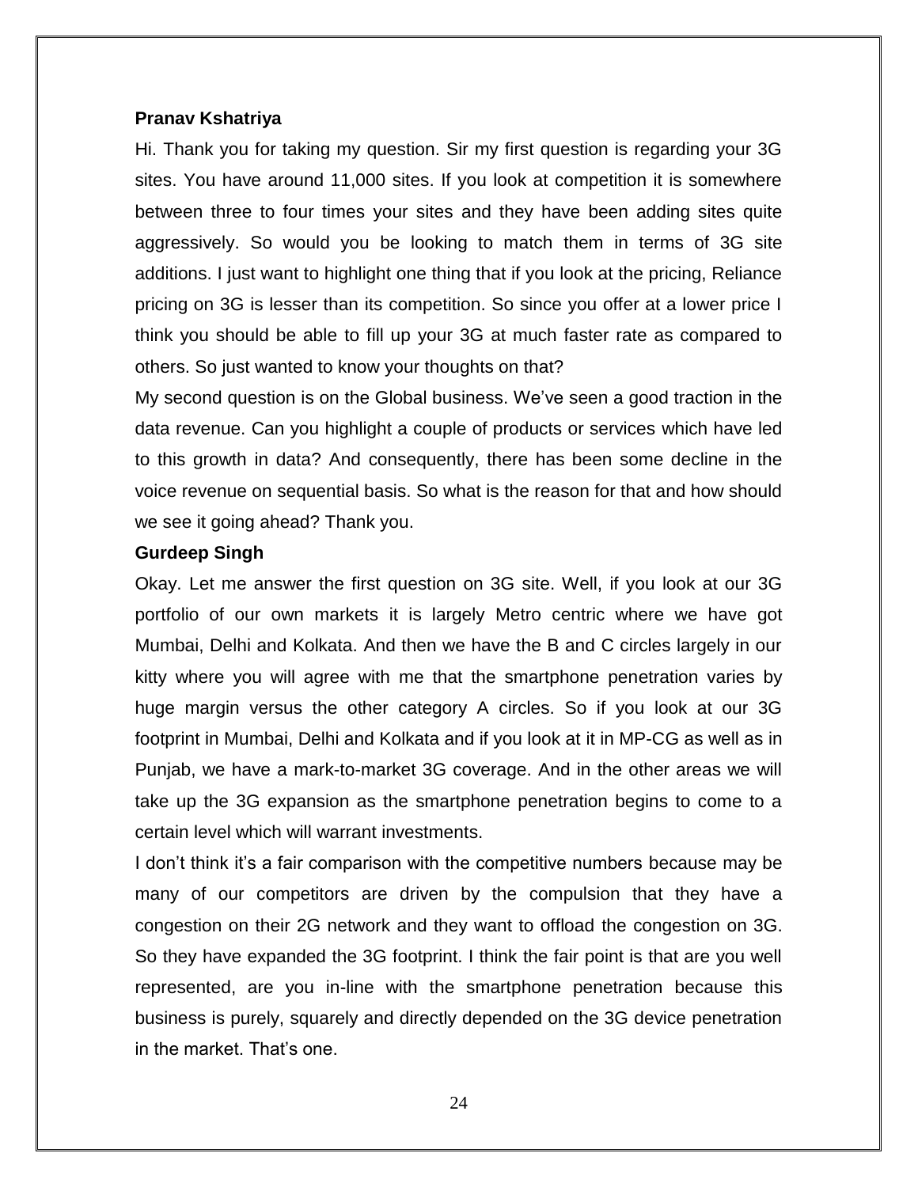**Pranav Kshatriya**

Hi. Thank you for taking my question. Sir my first question is regarding your 3G sites. You have around 11,000 sites. If you look at competition it is somewhere between three to four times your sites and they have been adding sites quite aggressively. So would you be looking to match them in terms of 3G site additions. I just want to highlight one thing that if you look at the pricing, Reliance pricing on 3G is lesser than its competition. So since you offer at a lower price I think you should be able to fill up your 3G at much faster rate as compared to others. So just wanted to know your thoughts on that?

My second question is on the Global business. We've seen a good traction in the data revenue. Can you highlight a couple of products or services which have led to this growth in data? And consequently, there has been some decline in the voice revenue on sequential basis. So what is the reason for that and how should we see it going ahead? Thank you.

**Gurdeep Singh**

Okay. Let me answer the first question on 3G site. Well, if you look at our 3G portfolio of our own markets it is largely Metro centric where we have got Mumbai, Delhi and Kolkata. And then we have the B and C circles largely in our kitty where you will agree with me that the smartphone penetration varies by huge margin versus the other category A circles. So if you look at our 3G footprint in Mumbai, Delhi and Kolkata and if you look at it in MP-CG as well as in Punjab, we have a mark-to-market 3G coverage. And in the other areas we will take up the 3G expansion as the smartphone penetration begins to come to a certain level which will warrant investments.

I don't think it's a fair comparison with the competitive numbers because may be many of our competitors are driven by the compulsion that they have a congestion on their 2G network and they want to offload the congestion on 3G. So they have expanded the 3G footprint. I think the fair point is that are you well represented, are you in-line with the smartphone penetration because this business is purely, squarely and directly depended on the 3G device penetration in the market. That's one.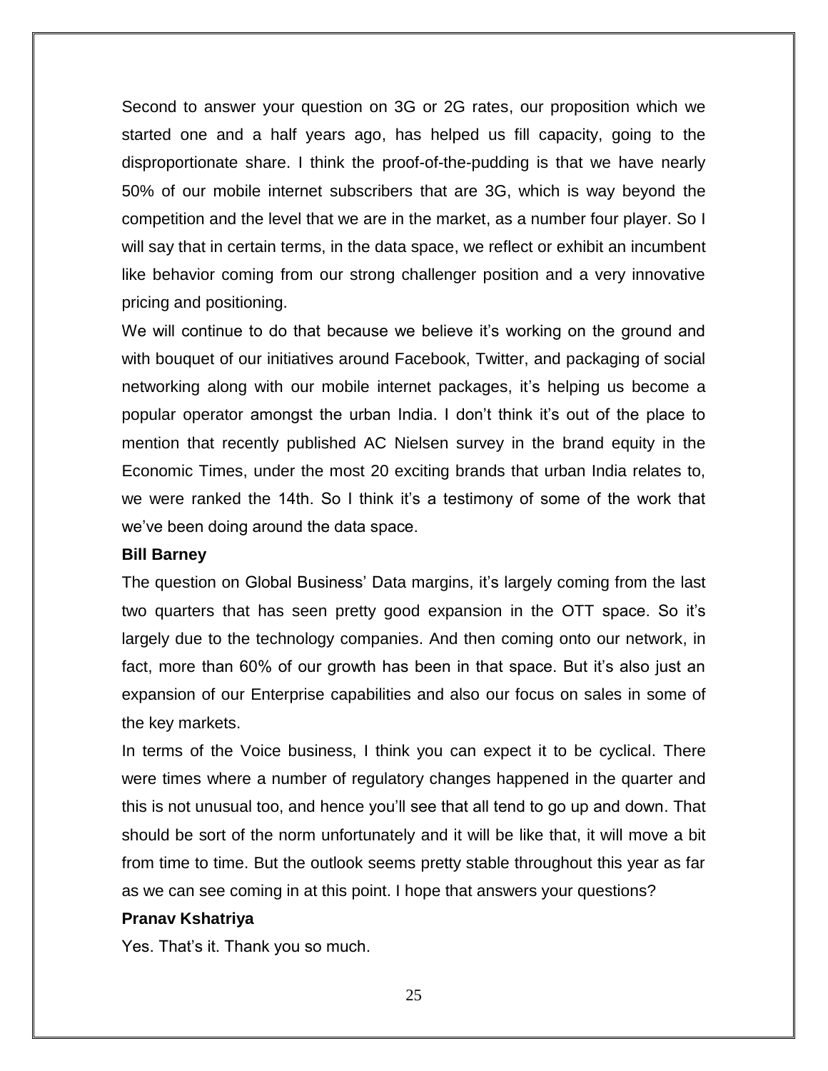Second to answer your question on 3G or 2G rates, our proposition which we started one and a half years ago, has helped us fill capacity, going to the disproportionate share. I think the proof-of-the-pudding is that we have nearly 50% of our mobile internet subscribers that are 3G, which is way beyond the competition and the level that we are in the market, as a number four player. So I will say that in certain terms, in the data space, we reflect or exhibit an incumbent like behavior coming from our strong challenger position and a very innovative pricing and positioning.

We will continue to do that because we believe it's working on the ground and with bouquet of our initiatives around Facebook, Twitter, and packaging of social networking along with our mobile internet packages, it's helping us become a popular operator amongst the urban India. I don't think it's out of the place to mention that recently published AC Nielsen survey in the brand equity in the Economic Times, under the most 20 exciting brands that urban India relates to, we were ranked the 14th. So I think it's a testimony of some of the work that we've been doing around the data space.

**Bill Barney**

The question on Global Business' Data margins, it's largely coming from the last two quarters that has seen pretty good expansion in the OTT space. So it's largely due to the technology companies. And then coming onto our network, in fact, more than 60% of our growth has been in that space. But it's also just an expansion of our Enterprise capabilities and also our focus on sales in some of the key markets.

In terms of the Voice business, I think you can expect it to be cyclical. There were times where a number of regulatory changes happened in the quarter and this is not unusual too, and hence you'll see that all tend to go up and down. That should be sort of the norm unfortunately and it will be like that, it will move a bit from time to time. But the outlook seems pretty stable throughout this year as far as we can see coming in at this point. I hope that answers your questions?

**Pranav Kshatriya**

Yes. That's it. Thank you so much.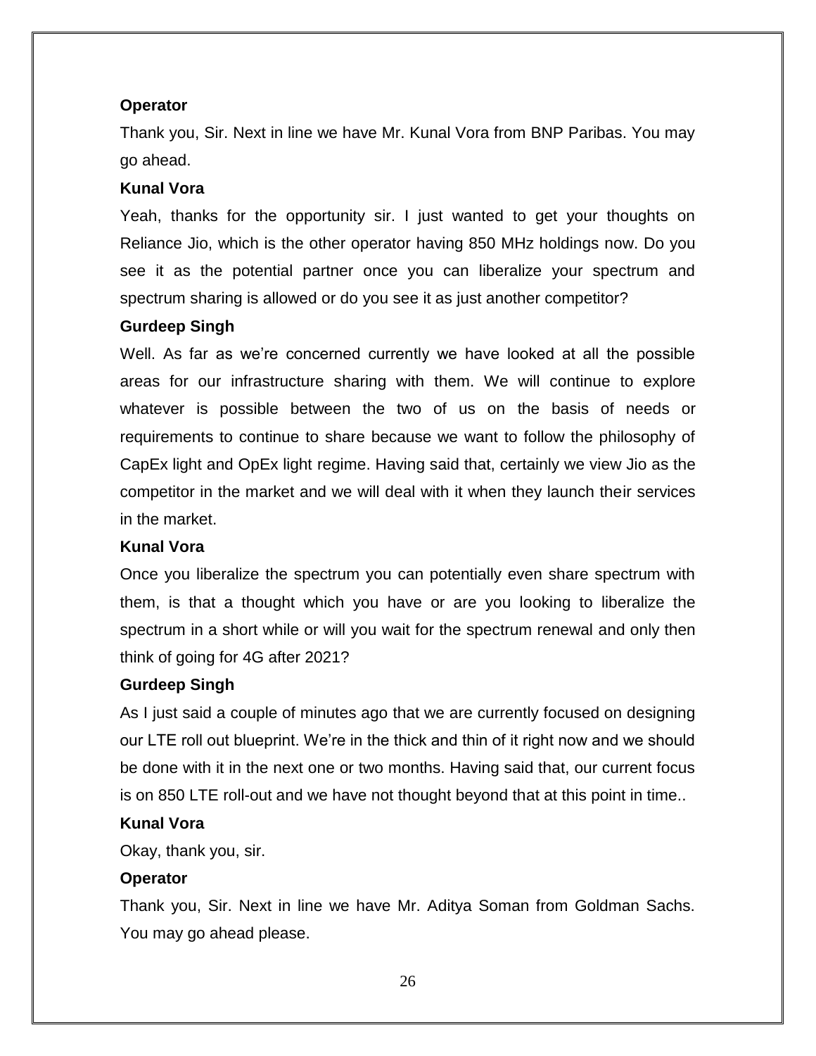**Operator**

Thank you, Sir. Next in line we have Mr. Kunal Vora from BNP Paribas. You may go ahead.

**Kunal Vora**

Yeah, thanks for the opportunity sir. I just wanted to get your thoughts on Reliance Jio, which is the other operator having 850 MHz holdings now. Do you see it as the potential partner once you can liberalize your spectrum and spectrum sharing is allowed or do you see it as just another competitor?

**Gurdeep Singh**

Well. As far as we're concerned currently we have looked at all the possible areas for our infrastructure sharing with them. We will continue to explore whatever is possible between the two of us on the basis of needs or requirements to continue to share because we want to follow the philosophy of CapEx light and OpEx light regime. Having said that, certainly we view Jio as the competitor in the market and we will deal with it when they launch their services in the market.

**Kunal Vora**

Once you liberalize the spectrum you can potentially even share spectrum with them, is that a thought which you have or are you looking to liberalize the spectrum in a short while or will you wait for the spectrum renewal and only then think of going for 4G after 2021?

**Gurdeep Singh**

As I just said a couple of minutes ago that we are currently focused on designing our LTE roll out blueprint. We're in the thick and thin of it right now and we should be done with it in the next one or two months. Having said that, our current focus is on 850 LTE roll-out and we have not thought beyond that at this point in time..

**Kunal Vora**

Okay, thank you, sir.

**Operator**

Thank you, Sir. Next in line we have Mr. Aditya Soman from Goldman Sachs. You may go ahead please.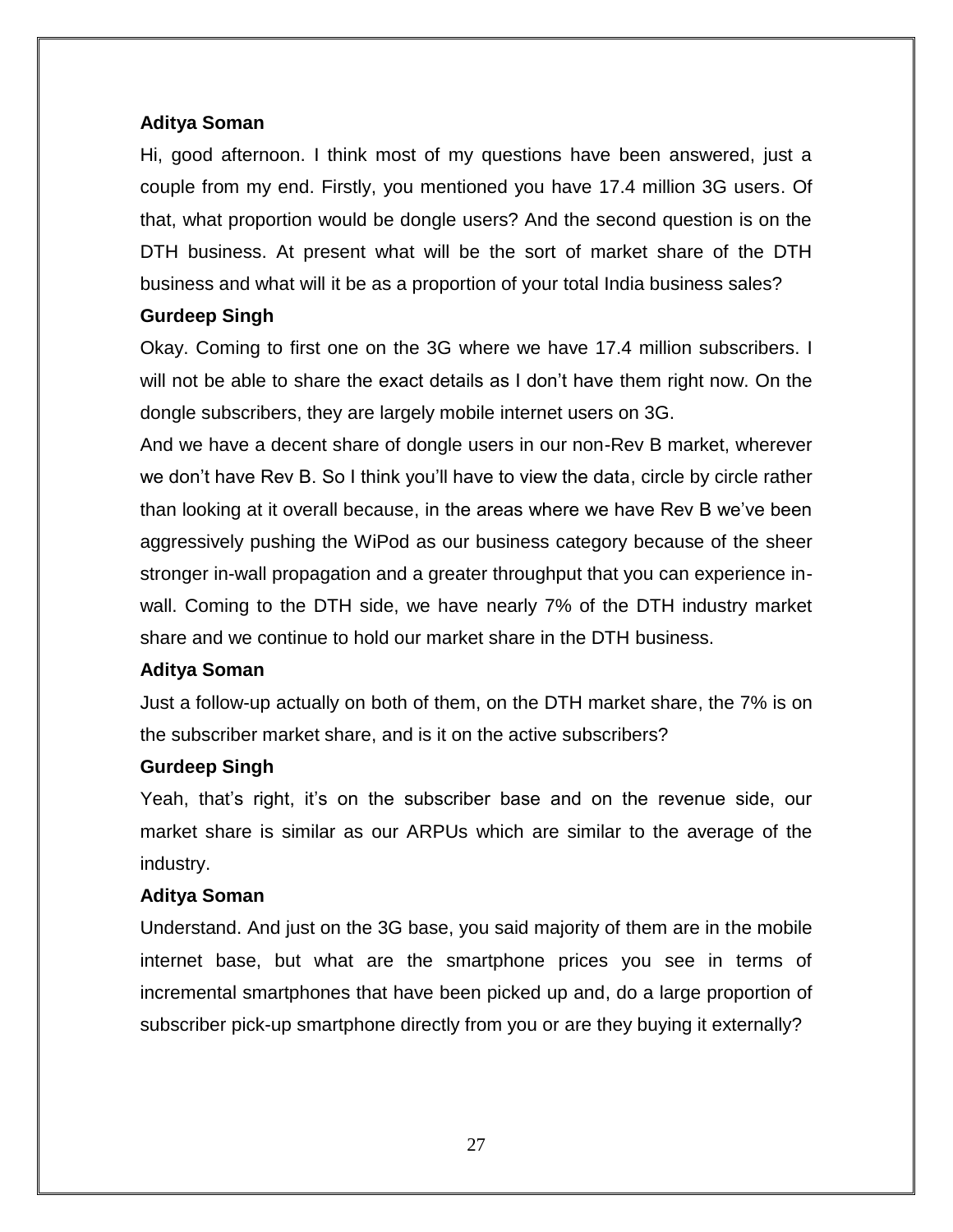**Aditya Soman**

Hi, good afternoon. I think most of my questions have been answered, just a couple from my end. Firstly, you mentioned you have 17.4 million 3G users. Of that, what proportion would be dongle users? And the second question is on the DTH business. At present what will be the sort of market share of the DTH business and what will it be as a proportion of your total India business sales?

**Gurdeep Singh**

Okay. Coming to first one on the 3G where we have 17.4 million subscribers. I will not be able to share the exact details as I don't have them right now. On the dongle subscribers, they are largely mobile internet users on 3G.

And we have a decent share of dongle users in our non-Rev B market, wherever we don't have Rev B. So I think you'll have to view the data, circle by circle rather than looking at it overall because, in the areas where we have Rev B we've been aggressively pushing the WiPod as our business category because of the sheer stronger in-wall propagation and a greater throughput that you can experience in-wall. Coming to the DTH side, we have nearly 7% of the DTH industry market share and we continue to hold our market share in the DTH business.

**Aditya Soman**

Just a follow-up actually on both of them, on the DTH market share, the 7% is on the subscriber market share, and is it on the active subscribers?

**Gurdeep Singh**

Yeah, that's right, it's on the subscriber base and on the revenue side, our market share is similar as our ARPUs which are similar to the average of the industry.

**Aditya Soman**

Understand. And just on the 3G base, you said majority of them are in the mobile internet base, but what are the smartphone prices you see in terms of incremental smartphones that have been picked up and, do a large proportion of subscriber pick-up smartphone directly from you or are they buying it externally?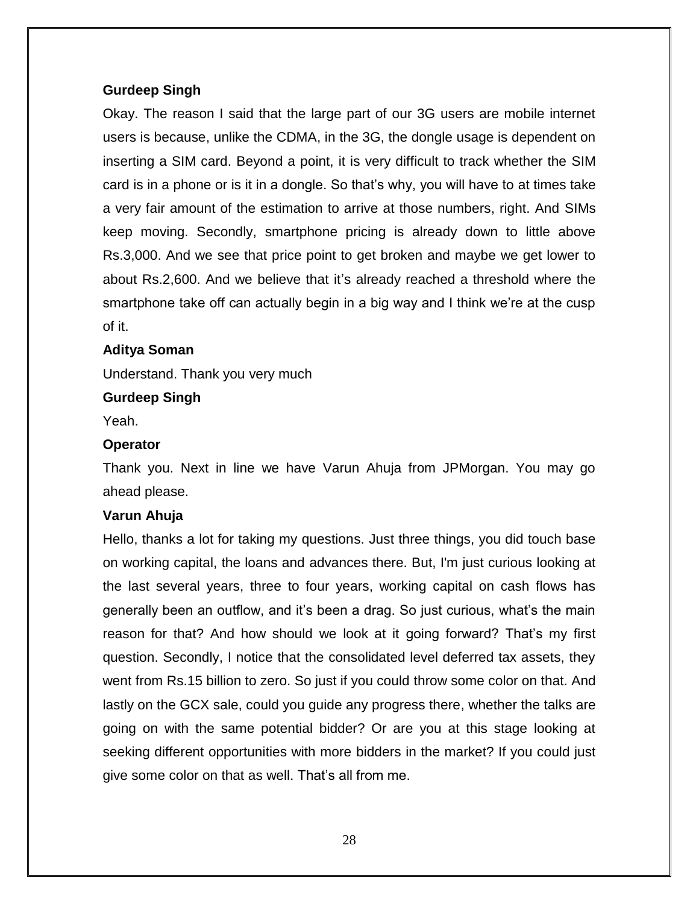**Gurdeep Singh**

Okay. The reason I said that the large part of our 3G users are mobile internet users is because, unlike the CDMA, in the 3G, the dongle usage is dependent on inserting a SIM card. Beyond a point, it is very difficult to track whether the SIM card is in a phone or is it in a dongle. So that's why, you will have to at times take a very fair amount of the estimation to arrive at those numbers, right. And SIMs keep moving. Secondly, smartphone pricing is already down to little above Rs.3,000. And we see that price point to get broken and maybe we get lower to about Rs.2,600. And we believe that it's already reached a threshold where the smartphone take off can actually begin in a big way and I think we're at the cusp of it.

**Aditya Soman**

Understand. Thank you very much

**Gurdeep Singh**

Yeah.

**Operator**

Thank you. Next in line we have Varun Ahuja from JPMorgan. You may go ahead please.

**Varun Ahuja**

Hello, thanks a lot for taking my questions. Just three things, you did touch base on working capital, the loans and advances there. But, I'm just curious looking at the last several years, three to four years, working capital on cash flows has generally been an outflow, and it's been a drag. So just curious, what's the main reason for that? And how should we look at it going forward? That's my first question. Secondly, I notice that the consolidated level deferred tax assets, they went from Rs.15 billion to zero. So just if you could throw some color on that. And lastly on the GCX sale, could you guide any progress there, whether the talks are going on with the same potential bidder? Or are you at this stage looking at seeking different opportunities with more bidders in the market? If you could just give some color on that as well. That's all from me.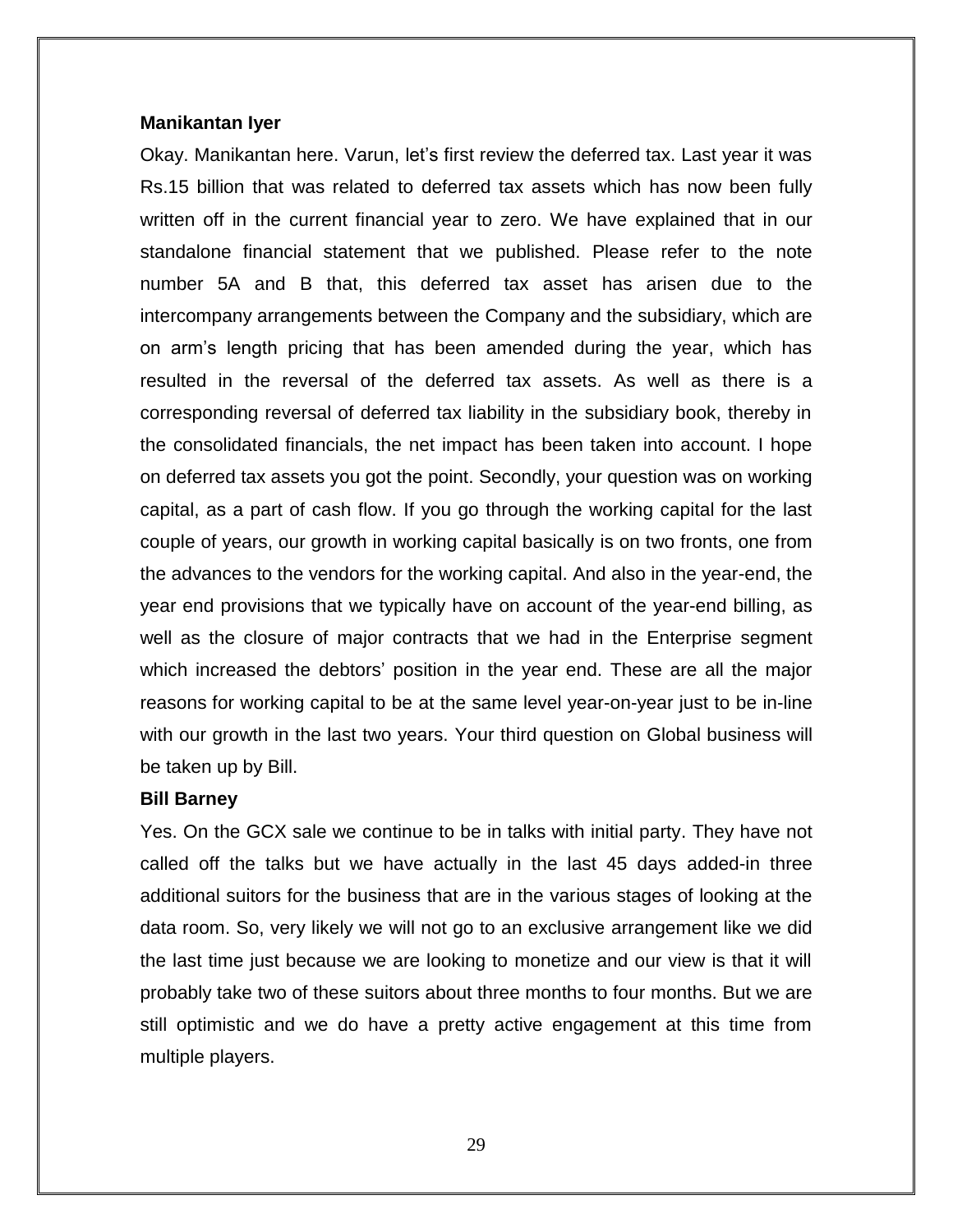**Manikantan Iyer**

Okay. Manikantan here. Varun, let's first review the deferred tax. Last year it was Rs.15 billion that was related to deferred tax assets which has now been fully written off in the current financial year to zero. We have explained that in our standalone financial statement that we published. Please refer to the note number 5A and B that, this deferred tax asset has arisen due to the intercompany arrangements between the Company and the subsidiary, which are on arm's length pricing that has been amended during the year, which has resulted in the reversal of the deferred tax assets. As well as there is a corresponding reversal of deferred tax liability in the subsidiary book, thereby in the consolidated financials, the net impact has been taken into account. I hope on deferred tax assets you got the point. Secondly, your question was on working capital, as a part of cash flow. If you go through the working capital for the last couple of years, our growth in working capital basically is on two fronts, one from the advances to the vendors for the working capital. And also in the year-end, the year end provisions that we typically have on account of the year-end billing, as well as the closure of major contracts that we had in the Enterprise segment which increased the debtors' position in the year end. These are all the major reasons for working capital to be at the same level year-on-year just to be in-line with our growth in the last two years. Your third question on Global business will be taken up by Bill.

**Bill Barney**

Yes. On the GCX sale we continue to be in talks with initial party. They have not called off the talks but we have actually in the last 45 days added-in three additional suitors for the business that are in the various stages of looking at the data room. So, very likely we will not go to an exclusive arrangement like we did the last time just because we are looking to monetize and our view is that it will probably take two of these suitors about three months to four months. But we are still optimistic and we do have a pretty active engagement at this time from multiple players.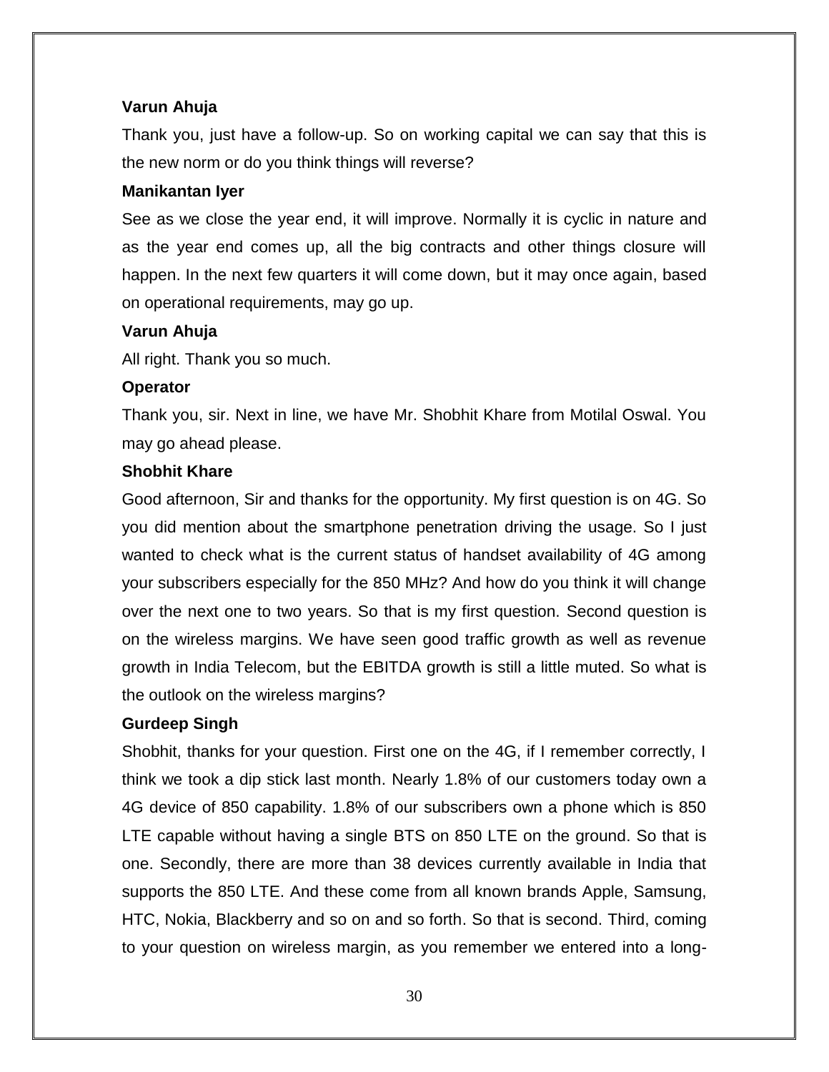**Varun Ahuja**

Thank you, just have a follow-up. So on working capital we can say that this is the new norm or do you think things will reverse?

**Manikantan Iyer**

See as we close the year end, it will improve. Normally it is cyclic in nature and as the year end comes up, all the big contracts and other things closure will happen. In the next few quarters it will come down, but it may once again, based on operational requirements, may go up.

**Varun Ahuja**

All right. Thank you so much.

**Operator**

Thank you, sir. Next in line, we have Mr. Shobhit Khare from Motilal Oswal. You may go ahead please.

**Shobhit Khare**

Good afternoon, Sir and thanks for the opportunity. My first question is on 4G. So you did mention about the smartphone penetration driving the usage. So I just wanted to check what is the current status of handset availability of 4G among your subscribers especially for the 850 MHz? And how do you think it will change over the next one to two years. So that is my first question. Second question is on the wireless margins. We have seen good traffic growth as well as revenue growth in India Telecom, but the EBITDA growth is still a little muted. So what is the outlook on the wireless margins?

**Gurdeep Singh**

Shobhit, thanks for your question. First one on the 4G, if I remember correctly, I think we took a dip stick last month. Nearly 1.8% of our customers today own a 4G device of 850 capability. 1.8% of our subscribers own a phone which is 850 LTE capable without having a single BTS on 850 LTE on the ground. So that is one. Secondly, there are more than 38 devices currently available in India that supports the 850 LTE. And these come from all known brands Apple, Samsung, HTC, Nokia, Blackberry and so on and so forth. So that is second. Third, coming to your question on wireless margin, as you remember we entered into a long-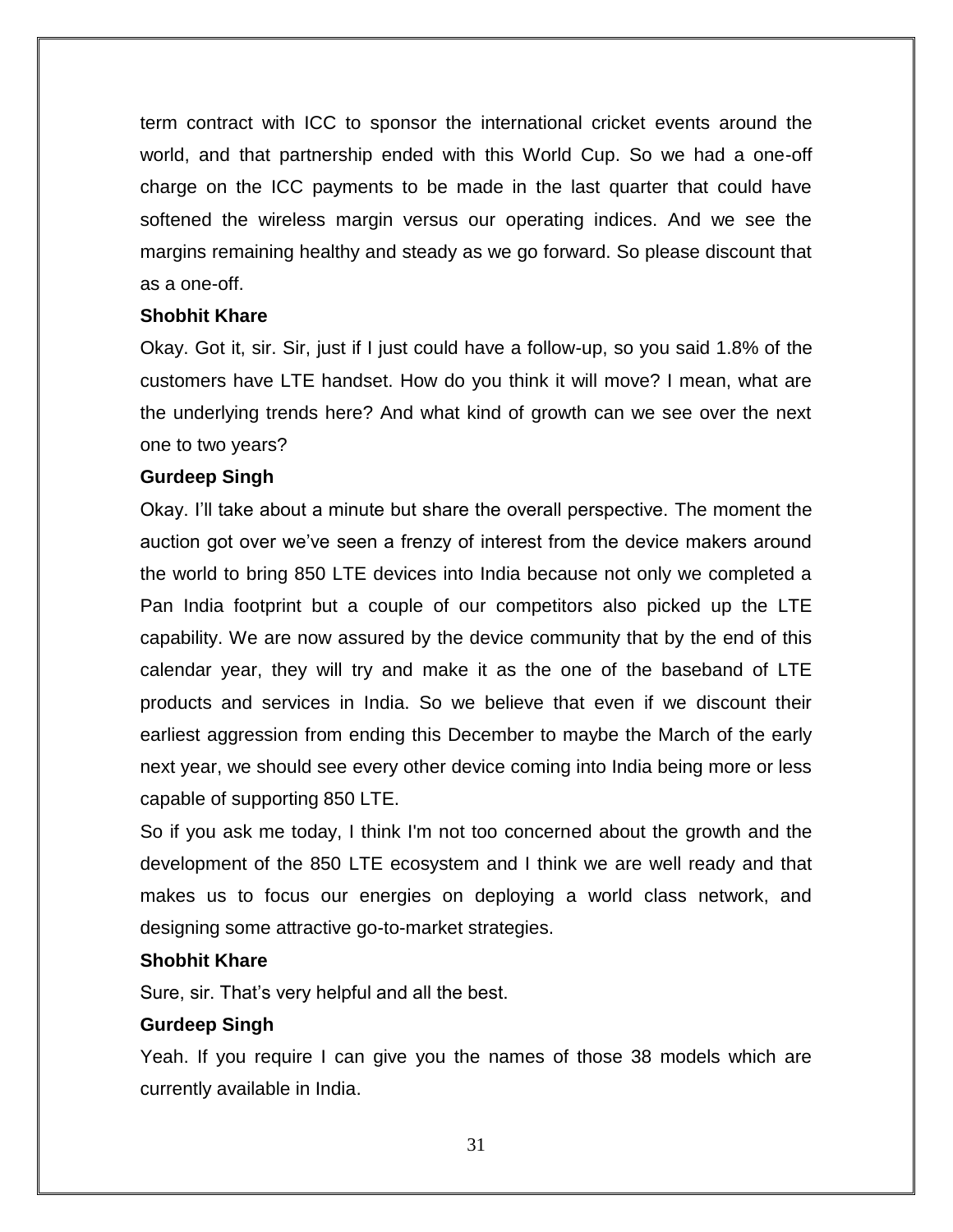term contract with ICC to sponsor the international cricket events around the world, and that partnership ended with this World Cup. So we had a one-off charge on the ICC payments to be made in the last quarter that could have softened the wireless margin versus our operating indices. And we see the margins remaining healthy and steady as we go forward. So please discount that as a one-off.

**Shobhit Khare**

Okay. Got it, sir. Sir, just if I just could have a follow-up, so you said 1.8% of the customers have LTE handset. How do you think it will move? I mean, what are the underlying trends here? And what kind of growth can we see over the next one to two years?

**Gurdeep Singh**

Okay. I'll take about a minute but share the overall perspective. The moment the auction got over we've seen a frenzy of interest from the device makers around the world to bring 850 LTE devices into India because not only we completed a Pan India footprint but a couple of our competitors also picked up the LTE capability. We are now assured by the device community that by the end of this calendar year, they will try and make it as the one of the baseband of LTE products and services in India. So we believe that even if we discount their earliest aggression from ending this December to maybe the March of the early next year, we should see every other device coming into India being more or less capable of supporting 850 LTE.

So if you ask me today, I think I'm not too concerned about the growth and the development of the 850 LTE ecosystem and I think we are well ready and that makes us to focus our energies on deploying a world class network, and designing some attractive go-to-market strategies.

**Shobhit Khare**

Sure, sir. That's very helpful and all the best.

**Gurdeep Singh**

Yeah. If you require I can give you the names of those 38 models which are currently available in India.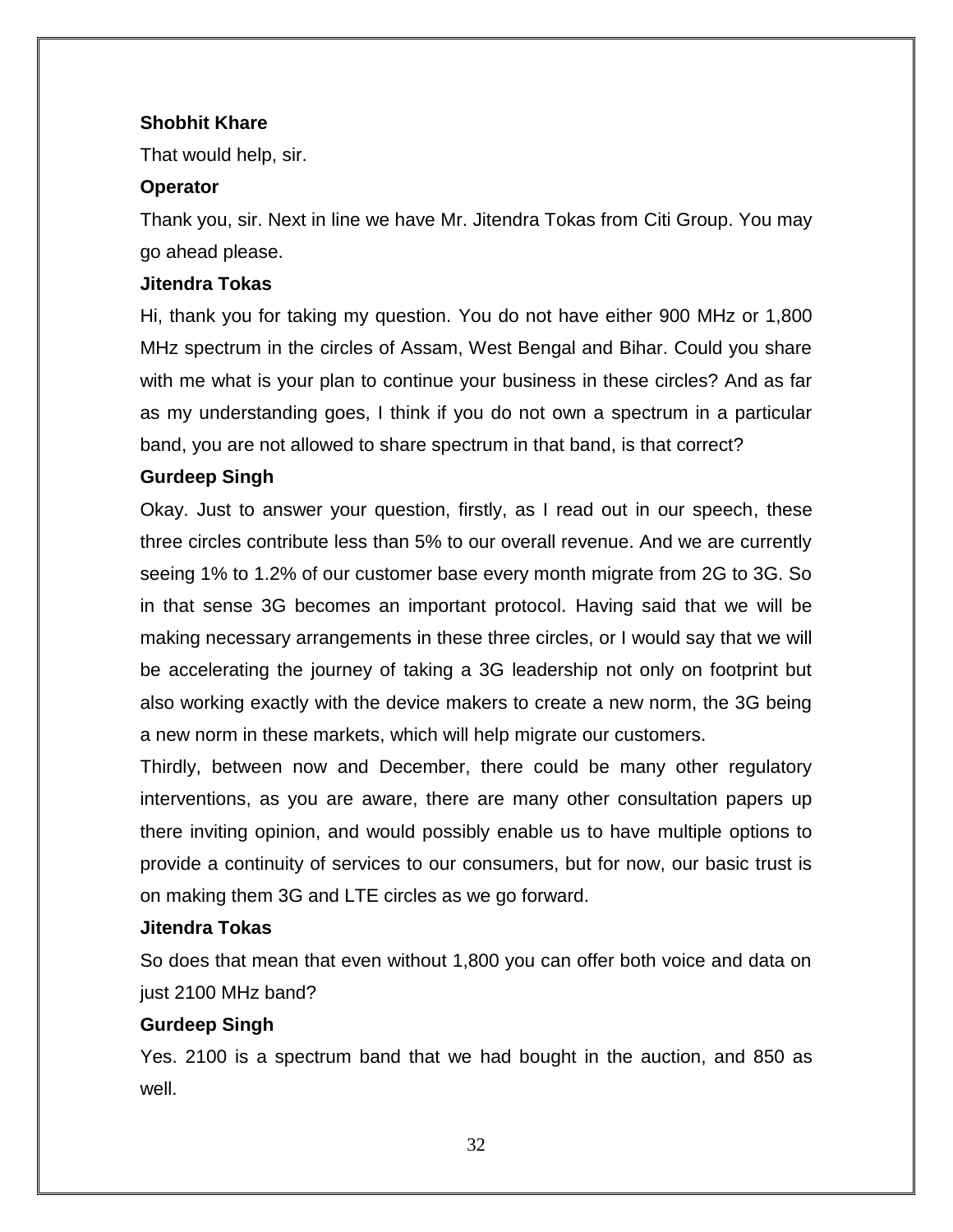**Shobhit Khare**

That would help, sir.

**Operator**

Thank you, sir. Next in line we have Mr. Jitendra Tokas from Citi Group. You may go ahead please.

**Jitendra Tokas**

Hi, thank you for taking my question. You do not have either 900 MHz or 1,800 MHz spectrum in the circles of Assam, West Bengal and Bihar. Could you share with me what is your plan to continue your business in these circles? And as far as my understanding goes, I think if you do not own a spectrum in a particular band, you are not allowed to share spectrum in that band, is that correct?

**Gurdeep Singh**

Okay. Just to answer your question, firstly, as I read out in our speech, these three circles contribute less than 5% to our overall revenue. And we are currently seeing 1% to 1.2% of our customer base every month migrate from 2G to 3G. So in that sense 3G becomes an important protocol. Having said that we will be making necessary arrangements in these three circles, or I would say that we will be accelerating the journey of taking a 3G leadership not only on footprint but also working exactly with the device makers to create a new norm, the 3G being a new norm in these markets, which will help migrate our customers.

Thirdly, between now and December, there could be many other regulatory interventions, as you are aware, there are many other consultation papers up there inviting opinion, and would possibly enable us to have multiple options to provide a continuity of services to our consumers, but for now, our basic trust is on making them 3G and LTE circles as we go forward.

**Jitendra Tokas**

So does that mean that even without 1,800 you can offer both voice and data on just 2100 MHz band?

**Gurdeep Singh**

Yes. 2100 is a spectrum band that we had bought in the auction, and 850 as well.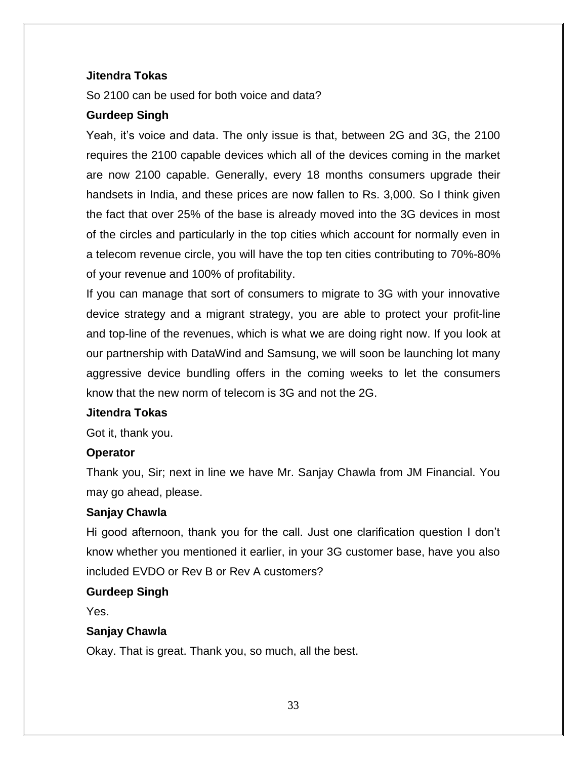**Jitendra Tokas**

So 2100 can be used for both voice and data?

**Gurdeep Singh**

Yeah, it's voice and data. The only issue is that, between 2G and 3G, the 2100 requires the 2100 capable devices which all of the devices coming in the market are now 2100 capable. Generally, every 18 months consumers upgrade their handsets in India, and these prices are now fallen to Rs. 3,000. So I think given the fact that over 25% of the base is already moved into the 3G devices in most of the circles and particularly in the top cities which account for normally even in a telecom revenue circle, you will have the top ten cities contributing to 70%-80% of your revenue and 100% of profitability.

If you can manage that sort of consumers to migrate to 3G with your innovative device strategy and a migrant strategy, you are able to protect your profit-line and top-line of the revenues, which is what we are doing right now. If you look at our partnership with DataWind and Samsung, we will soon be launching lot many aggressive device bundling offers in the coming weeks to let the consumers know that the new norm of telecom is 3G and not the 2G.

**Jitendra Tokas**

Got it, thank you.

**Operator**

Thank you, Sir; next in line we have Mr. Sanjay Chawla from JM Financial. You may go ahead, please.

**Sanjay Chawla**

Hi good afternoon, thank you for the call. Just one clarification question I don't know whether you mentioned it earlier, in your 3G customer base, have you also included EVDO or Rev B or Rev A customers?

**Gurdeep Singh**

Yes.

**Sanjay Chawla**

Okay. That is great. Thank you, so much, all the best.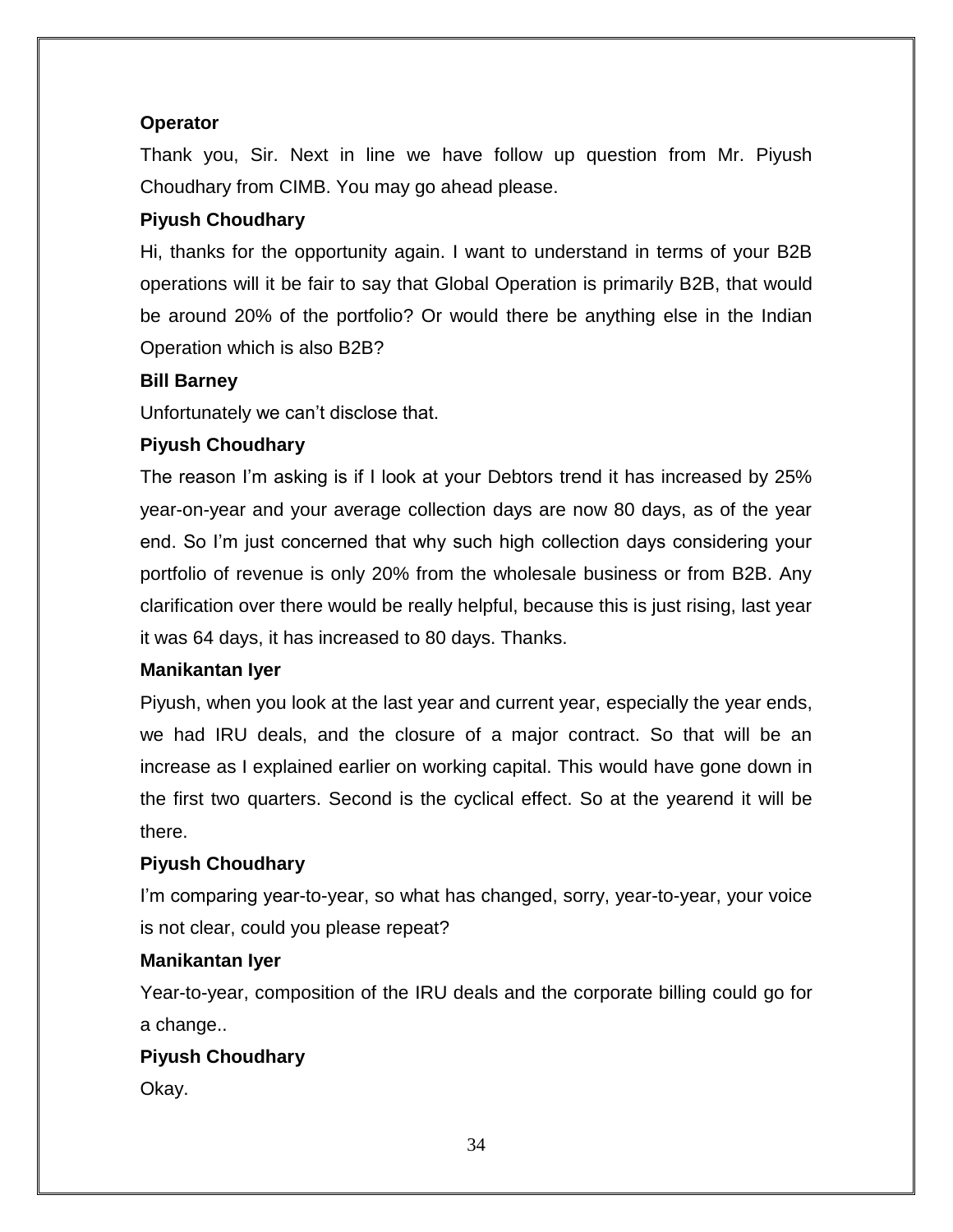**Operator**

Thank you, Sir. Next in line we have follow up question from Mr. Piyush Choudhary from CIMB. You may go ahead please.

**Piyush Choudhary**

Hi, thanks for the opportunity again. I want to understand in terms of your B2B operations will it be fair to say that Global Operation is primarily B2B, that would be around 20% of the portfolio? Or would there be anything else in the Indian Operation which is also B2B?

**Bill Barney**

Unfortunately we can't disclose that.

**Piyush Choudhary**

The reason I'm asking is if I look at your Debtors trend it has increased by 25% year-on-year and your average collection days are now 80 days, as of the year end. So I'm just concerned that why such high collection days considering your portfolio of revenue is only 20% from the wholesale business or from B2B. Any clarification over there would be really helpful, because this is just rising, last year it was 64 days, it has increased to 80 days. Thanks.

**Manikantan Iyer**

Piyush, when you look at the last year and current year, especially the year ends, we had IRU deals, and the closure of a major contract. So that will be an increase as I explained earlier on working capital. This would have gone down in the first two quarters. Second is the cyclical effect. So at the yearend it will be there.

**Piyush Choudhary**

I'm comparing year-to-year, so what has changed, sorry, year-to-year, your voice is not clear, could you please repeat?

**Manikantan Iyer**

Year-to-year, composition of the IRU deals and the corporate billing could go for a change..

**Piyush Choudhary**

Okay.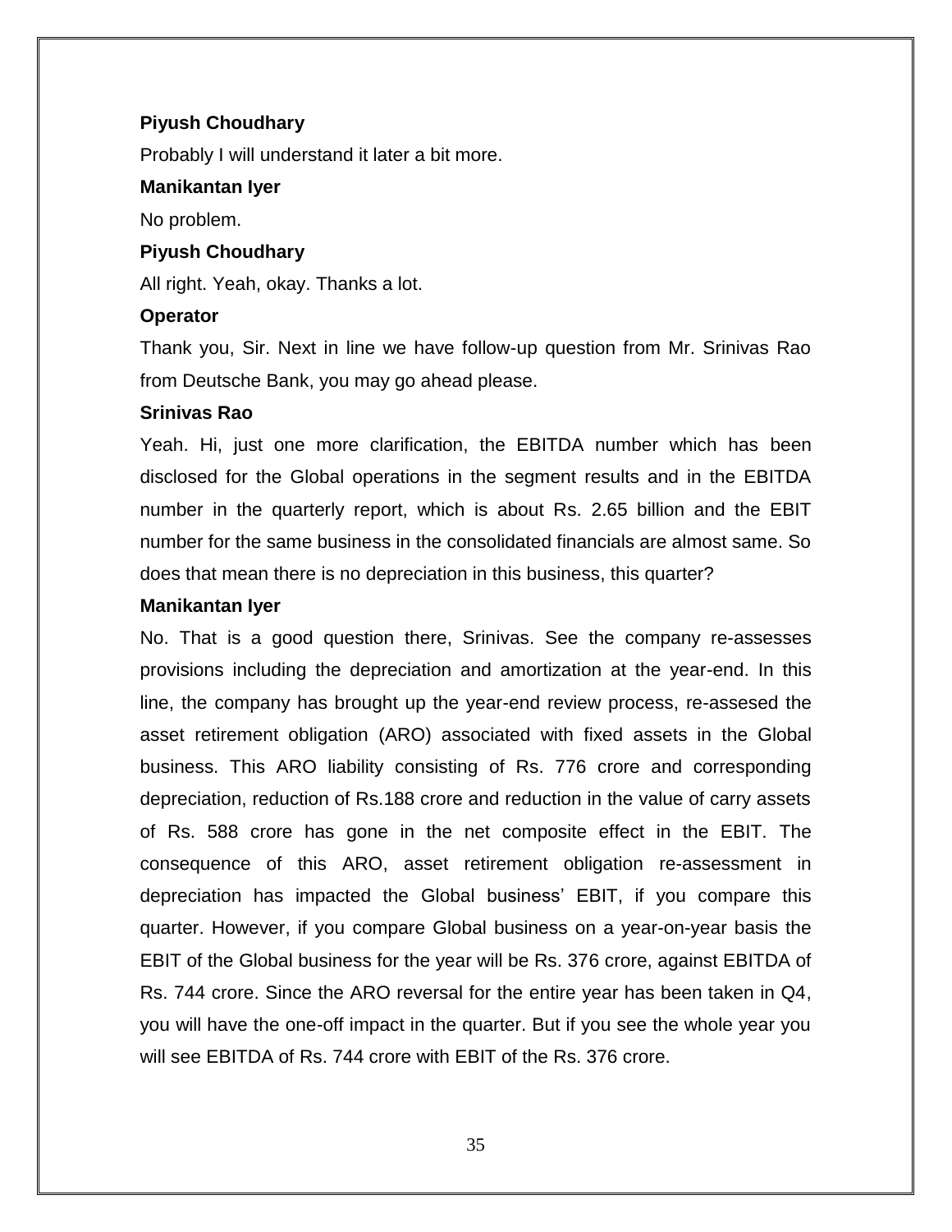**Piyush Choudhary**

Probably I will understand it later a bit more.

**Manikantan Iyer**

No problem.

**Piyush Choudhary**

All right. Yeah, okay. Thanks a lot.

**Operator**

Thank you, Sir. Next in line we have follow-up question from Mr. Srinivas Rao from Deutsche Bank, you may go ahead please.

**Srinivas Rao**

Yeah. Hi, just one more clarification, the EBITDA number which has been disclosed for the Global operations in the segment results and in the EBITDA number in the quarterly report, which is about Rs. 2.65 billion and the EBIT number for the same business in the consolidated financials are almost same. So does that mean there is no depreciation in this business, this quarter?

**Manikantan Iyer**

No. That is a good question there, Srinivas. See the company re-assesses provisions including the depreciation and amortization at the year-end. In this line, the company has brought up the year-end review process, re-assesed the asset retirement obligation (ARO) associated with fixed assets in the Global business. This ARO liability consisting of Rs. 776 crore and corresponding depreciation, reduction of Rs.188 crore and reduction in the value of carry assets of Rs. 588 crore has gone in the net composite effect in the EBIT. The consequence of this ARO, asset retirement obligation re-assessment in depreciation has impacted the Global business' EBIT, if you compare this quarter. However, if you compare Global business on a year-on-year basis the EBIT of the Global business for the year will be Rs. 376 crore, against EBITDA of Rs. 744 crore. Since the ARO reversal for the entire year has been taken in Q4, you will have the one-off impact in the quarter. But if you see the whole year you will see EBITDA of Rs. 744 crore with EBIT of the Rs. 376 crore.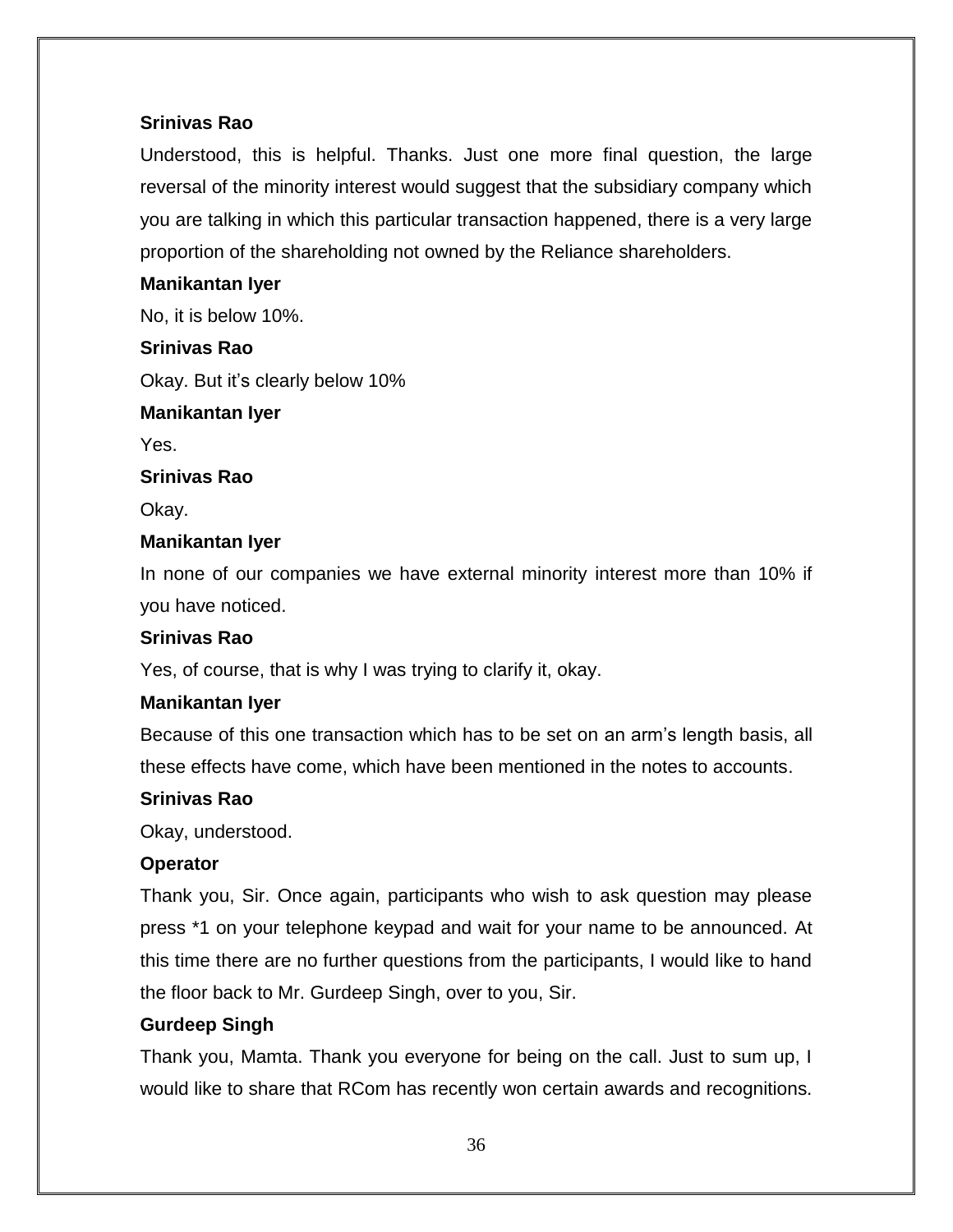**Srinivas Rao**

Understood, this is helpful. Thanks. Just one more final question, the large reversal of the minority interest would suggest that the subsidiary company which you are talking in which this particular transaction happened, there is a very large proportion of the shareholding not owned by the Reliance shareholders.

**Manikantan Iyer**

No, it is below 10%.

**Srinivas Rao**

Okay. But it's clearly below 10%

**Manikantan Iyer**

Yes.

**Srinivas Rao**

Okay.

**Manikantan Iyer**

In none of our companies we have external minority interest more than 10% if you have noticed.

**Srinivas Rao**

Yes, of course, that is why I was trying to clarify it, okay.

**Manikantan Iyer**

Because of this one transaction which has to be set on an arm's length basis, all these effects have come, which have been mentioned in the notes to accounts.

**Srinivas Rao**

Okay, understood.

**Operator**

Thank you, Sir. Once again, participants who wish to ask question may please press *1 on your telephone keypad and wait for your name to be announced. At this time there are no further questions from the participants, I would like to hand the floor back to Mr. Gurdeep Singh, over to you, Sir.

**Gurdeep Singh**

Thank you, Mamta. Thank you everyone for being on the call. Just to sum up, I would like to share that RCom has recently won certain awards and recognitions.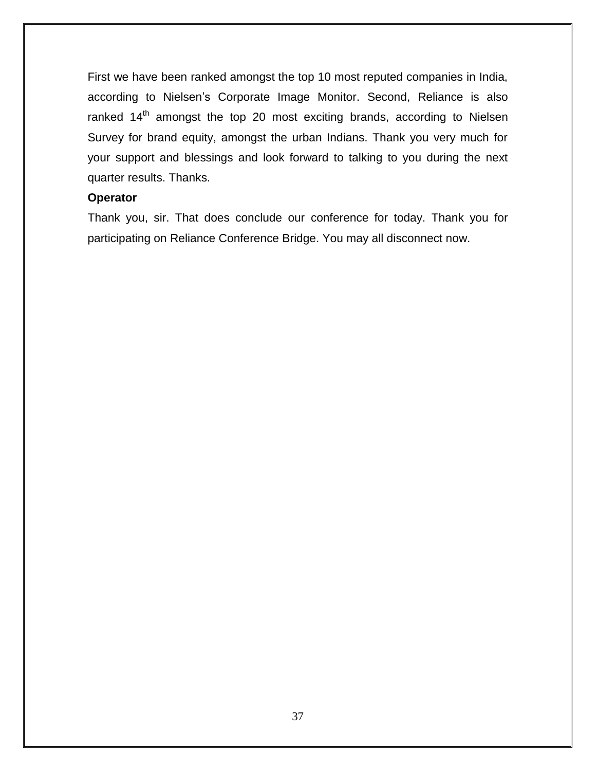First we have been ranked amongst the top 10 most reputed companies in India, according to Nielsen's Corporate Image Monitor. Second, Reliance is also ranked 14$^{th}$ amongst the top 20 most exciting brands, according to Nielsen Survey for brand equity, amongst the urban Indians. Thank you very much for your support and blessings and look forward to talking to you during the next quarter results. Thanks.

**Operator**

Thank you, sir. That does conclude our conference for today. Thank you for participating on Reliance Conference Bridge. You may all disconnect now.